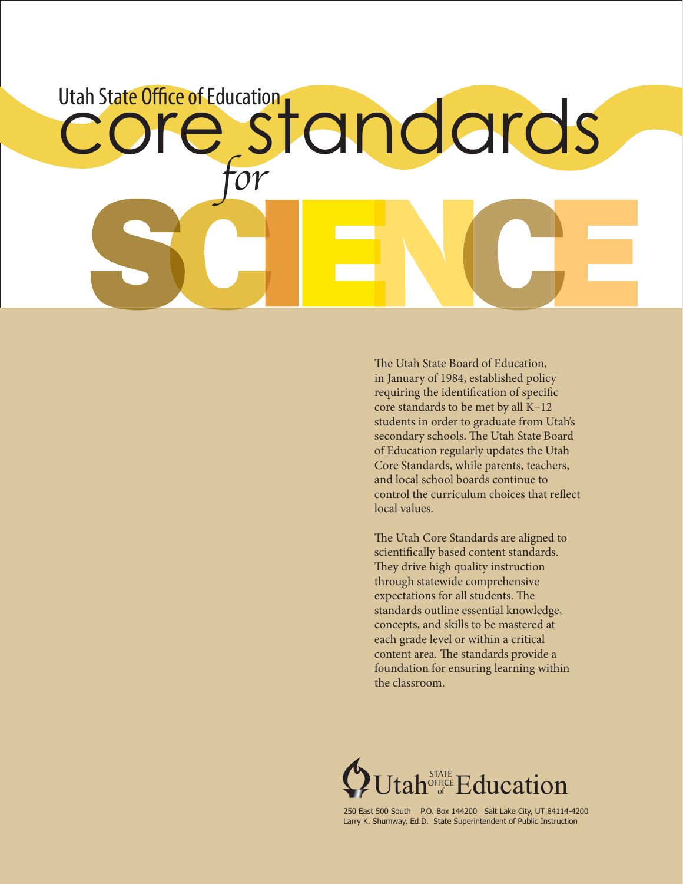Utah State Office of Education

# core standards *for* SCIENCE

The Utah State Board of Education, in January of 1984, established policy requiring the identification of specific core standards to be met by all K–12 students in order to graduate from Utah's secondary schools. The Utah State Board of Education regularly updates the Utah Core Standards, while parents, teachers, and local school boards continue to control the curriculum choices that reflect local values.

The Utah Core Standards are aligned to scientifically based content standards. They drive high quality instruction through statewide comprehensive expectations for all students. The standards outline essential knowledge, concepts, and skills to be mastered at each grade level or within a critical content area. The standards provide a foundation for ensuring learning within the classroom.

Utah State Office of Education

250 East 500 South P.O. Box 144200 Salt Lake City, UT 84114-4200
Larry K. Shumway, Ed.D. State Superintendent of Public Instruction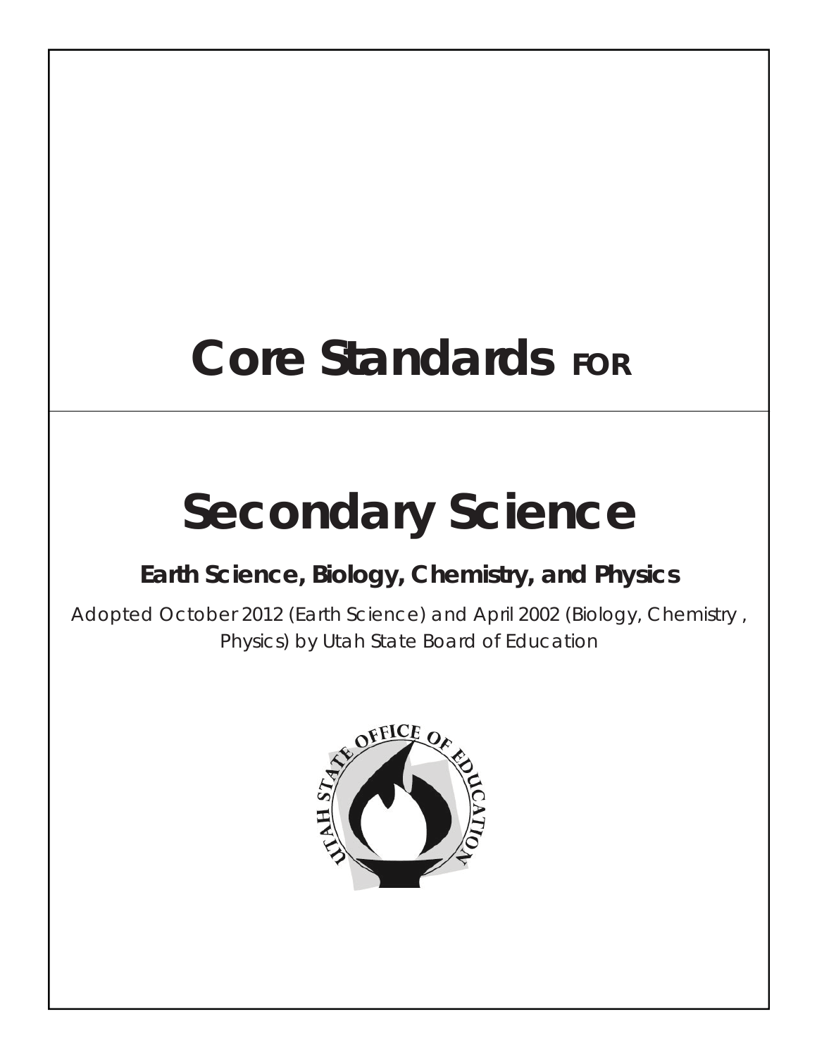# Core Standards FOR

# Secondary Science

## Earth Science, Biology, Chemistry, and Physics

Adopted October 2012 (Earth Science) and April 2002 (Biology, Chemistry, Physics) by Utah State Board of Education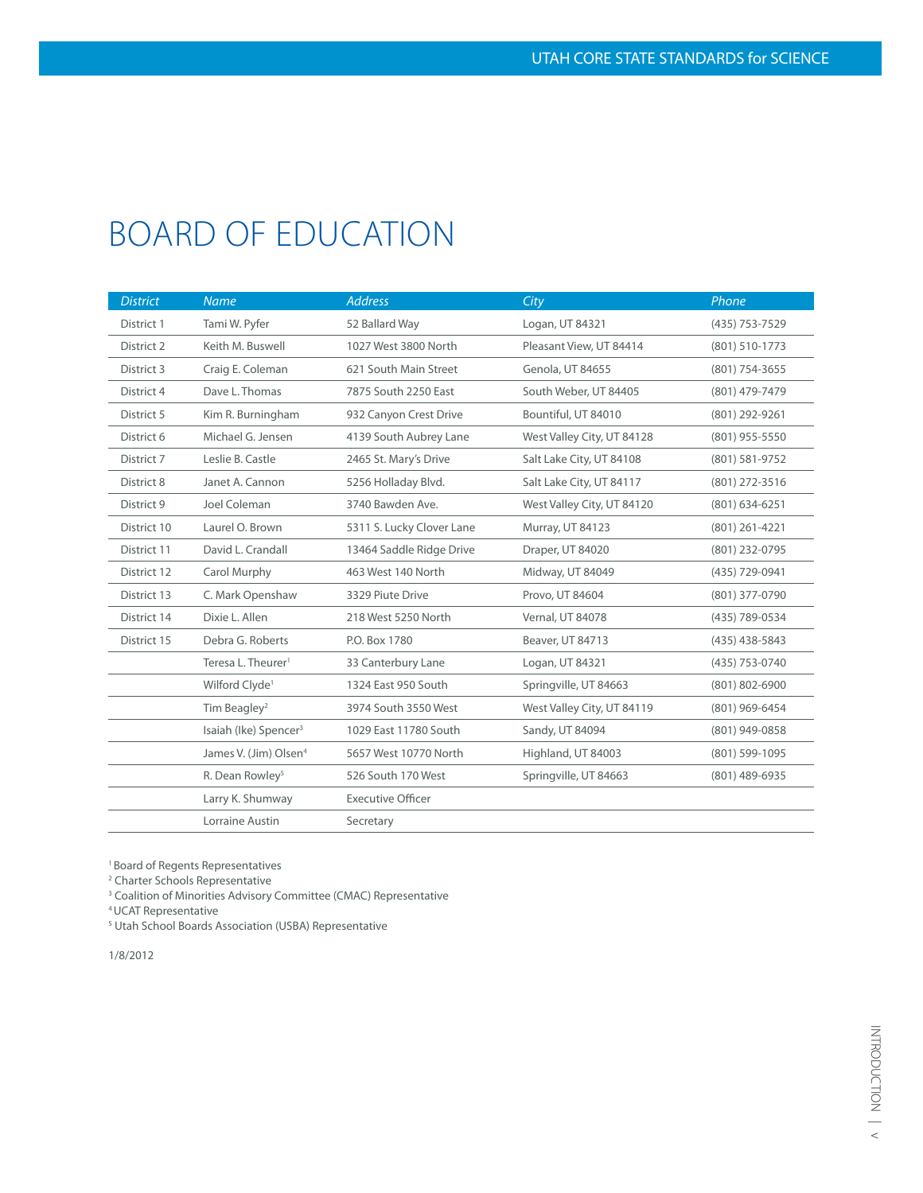# BOARD OF EDUCATION

| *District* | *Name* | *Address* | *City* | *Phone* |
|---|---|---|---|---|
| District 1 | Tami W. Pyfer | 52 Ballard Way | Logan, UT 84321 | (435) 753-7529 |
| District 2 | Keith M. Buswell | 1027 West 3800 North | Pleasant View, UT 84414 | (801) 510-1773 |
| District 3 | Craig E. Coleman | 621 South Main Street | Genola, UT 84655 | (801) 754-3655 |
| District 4 | Dave L. Thomas | 7875 South 2250 East | South Weber, UT 84405 | (801) 479-7479 |
| District 5 | Kim R. Burningham | 932 Canyon Crest Drive | Bountiful, UT 84010 | (801) 292-9261 |
| District 6 | Michael G. Jensen | 4139 South Aubrey Lane | West Valley City, UT 84128 | (801) 955-5550 |
| District 7 | Leslie B. Castle | 2465 St. Mary's Drive | Salt Lake City, UT 84108 | (801) 581-9752 |
| District 8 | Janet A. Cannon | 5256 Holladay Blvd. | Salt Lake City, UT 84117 | (801) 272-3516 |
| District 9 | Joel Coleman | 3740 Bawden Ave. | West Valley City, UT 84120 | (801) 634-6251 |
| District 10 | Laurel O. Brown | 5311 S. Lucky Clover Lane | Murray, UT 84123 | (801) 261-4221 |
| District 11 | David L. Crandall | 13464 Saddle Ridge Drive | Draper, UT 84020 | (801) 232-0795 |
| District 12 | Carol Murphy | 463 West 140 North | Midway, UT 84049 | (435) 729-0941 |
| District 13 | C. Mark Openshaw | 3329 Piute Drive | Provo, UT 84604 | (801) 377-0790 |
| District 14 | Dixie L. Allen | 218 West 5250 North | Vernal, UT 84078 | (435) 789-0534 |
| District 15 | Debra G. Roberts | P.O. Box 1780 | Beaver, UT 84713 | (435) 438-5843 |
| | Teresa L. Theurer[1] | 33 Canterbury Lane | Logan, UT 84321 | (435) 753-0740 |
| | Wilford Clyde[1] | 1324 East 950 South | Springville, UT 84663 | (801) 802-6900 |
| | Tim Beagley[2] | 3974 South 3550 West | West Valley City, UT 84119 | (801) 969-6454 |
| | Isaiah (Ike) Spencer[3] | 1029 East 11780 South | Sandy, UT 84094 | (801) 949-0858 |
| | James V. (Jim) Olsen[4] | 5657 West 10770 North | Highland, UT 84003 | (801) 599-1095 |
| | R. Dean Rowley[5] | 526 South 170 West | Springville, UT 84663 | (801) 489-6935 |
| | Larry K. Shumway | Executive Officer | | |
| | Lorraine Austin | Secretary | | |

[1] Board of Regents Representatives
[2] Charter Schools Representative
[3] Coalition of Minorities Advisory Committee (CMAC) Representative
[4] UCAT Representative
[5] Utah School Boards Association (USBA) Representative

1/8/2012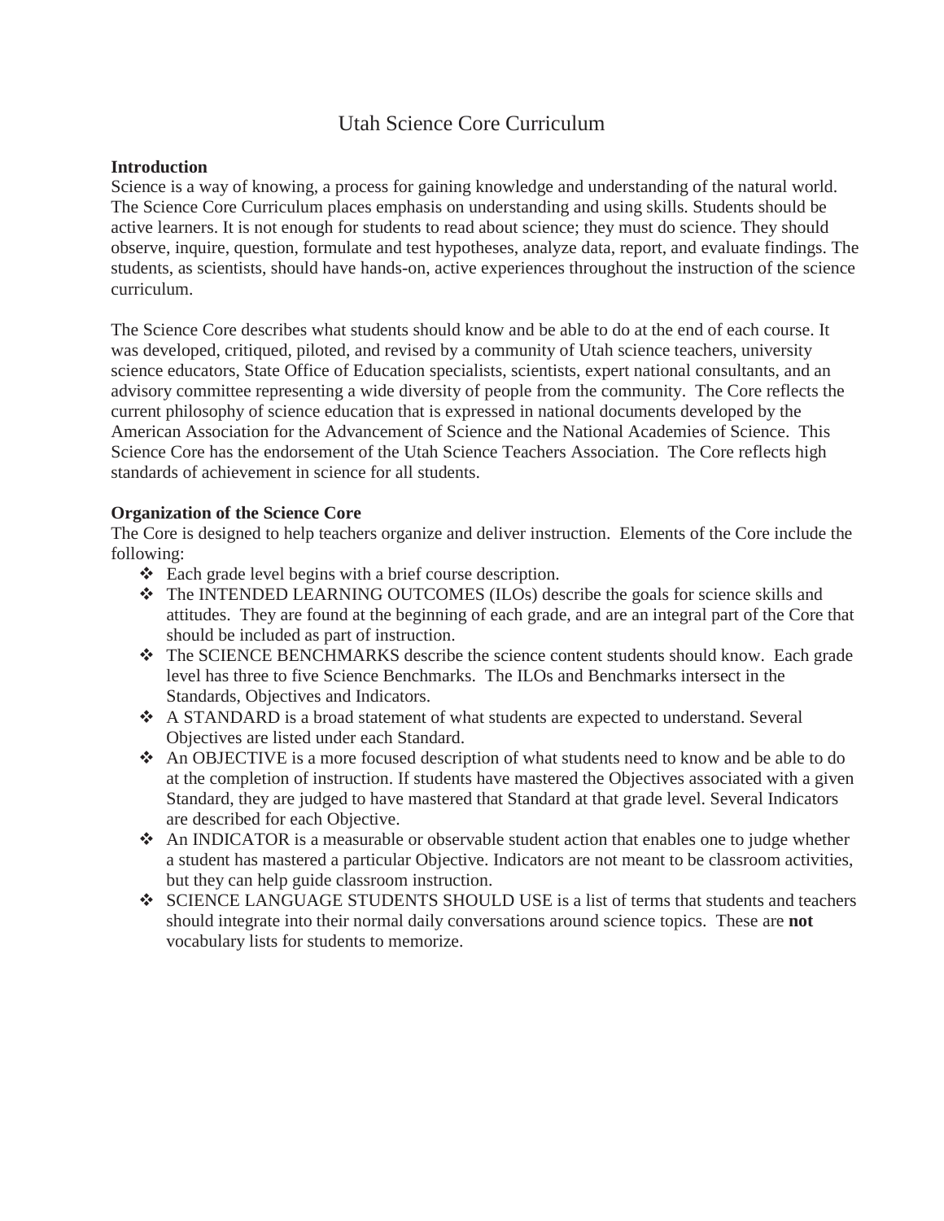# Utah Science Core Curriculum

**Introduction**

Science is a way of knowing, a process for gaining knowledge and understanding of the natural world. The Science Core Curriculum places emphasis on understanding and using skills. Students should be active learners. It is not enough for students to read about science; they must do science. They should observe, inquire, question, formulate and test hypotheses, analyze data, report, and evaluate findings. The students, as scientists, should have hands-on, active experiences throughout the instruction of the science curriculum.

The Science Core describes what students should know and be able to do at the end of each course. It was developed, critiqued, piloted, and revised by a community of Utah science teachers, university science educators, State Office of Education specialists, scientists, expert national consultants, and an advisory committee representing a wide diversity of people from the community. The Core reflects the current philosophy of science education that is expressed in national documents developed by the American Association for the Advancement of Science and the National Academies of Science. This Science Core has the endorsement of the Utah Science Teachers Association. The Core reflects high standards of achievement in science for all students.

**Organization of the Science Core**

The Core is designed to help teachers organize and deliver instruction. Elements of the Core include the following:

- Each grade level begins with a brief course description.
- The INTENDED LEARNING OUTCOMES (ILOs) describe the goals for science skills and attitudes. They are found at the beginning of each grade, and are an integral part of the Core that should be included as part of instruction.
- The SCIENCE BENCHMARKS describe the science content students should know. Each grade level has three to five Science Benchmarks. The ILOs and Benchmarks intersect in the Standards, Objectives and Indicators.
- A STANDARD is a broad statement of what students are expected to understand. Several Objectives are listed under each Standard.
- An OBJECTIVE is a more focused description of what students need to know and be able to do at the completion of instruction. If students have mastered the Objectives associated with a given Standard, they are judged to have mastered that Standard at that grade level. Several Indicators are described for each Objective.
- An INDICATOR is a measurable or observable student action that enables one to judge whether a student has mastered a particular Objective. Indicators are not meant to be classroom activities, but they can help guide classroom instruction.
- SCIENCE LANGUAGE STUDENTS SHOULD USE is a list of terms that students and teachers should integrate into their normal daily conversations around science topics. These are **not** vocabulary lists for students to memorize.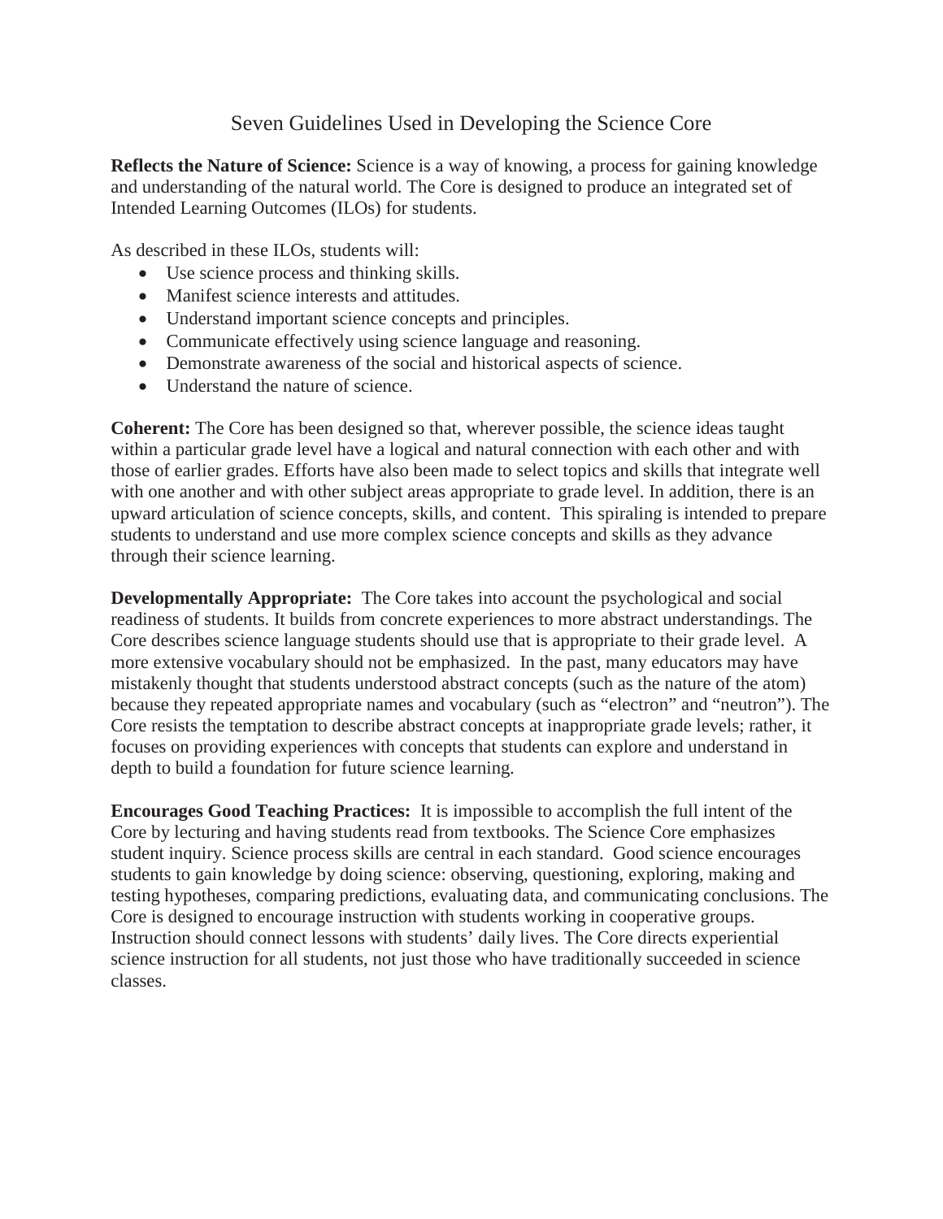# Seven Guidelines Used in Developing the Science Core

**Reflects the Nature of Science:** Science is a way of knowing, a process for gaining knowledge and understanding of the natural world. The Core is designed to produce an integrated set of Intended Learning Outcomes (ILOs) for students.

As described in these ILOs, students will:

- Use science process and thinking skills.
- Manifest science interests and attitudes.
- Understand important science concepts and principles.
- Communicate effectively using science language and reasoning.
- Demonstrate awareness of the social and historical aspects of science.
- Understand the nature of science.

**Coherent:** The Core has been designed so that, wherever possible, the science ideas taught within a particular grade level have a logical and natural connection with each other and with those of earlier grades. Efforts have also been made to select topics and skills that integrate well with one another and with other subject areas appropriate to grade level. In addition, there is an upward articulation of science concepts, skills, and content. This spiraling is intended to prepare students to understand and use more complex science concepts and skills as they advance through their science learning.

**Developmentally Appropriate:** The Core takes into account the psychological and social readiness of students. It builds from concrete experiences to more abstract understandings. The Core describes science language students should use that is appropriate to their grade level. A more extensive vocabulary should not be emphasized. In the past, many educators may have mistakenly thought that students understood abstract concepts (such as the nature of the atom) because they repeated appropriate names and vocabulary (such as "electron" and "neutron"). The Core resists the temptation to describe abstract concepts at inappropriate grade levels; rather, it focuses on providing experiences with concepts that students can explore and understand in depth to build a foundation for future science learning.

**Encourages Good Teaching Practices:** It is impossible to accomplish the full intent of the Core by lecturing and having students read from textbooks. The Science Core emphasizes student inquiry. Science process skills are central in each standard. Good science encourages students to gain knowledge by doing science: observing, questioning, exploring, making and testing hypotheses, comparing predictions, evaluating data, and communicating conclusions. The Core is designed to encourage instruction with students working in cooperative groups. Instruction should connect lessons with students' daily lives. The Core directs experiential science instruction for all students, not just those who have traditionally succeeded in science classes.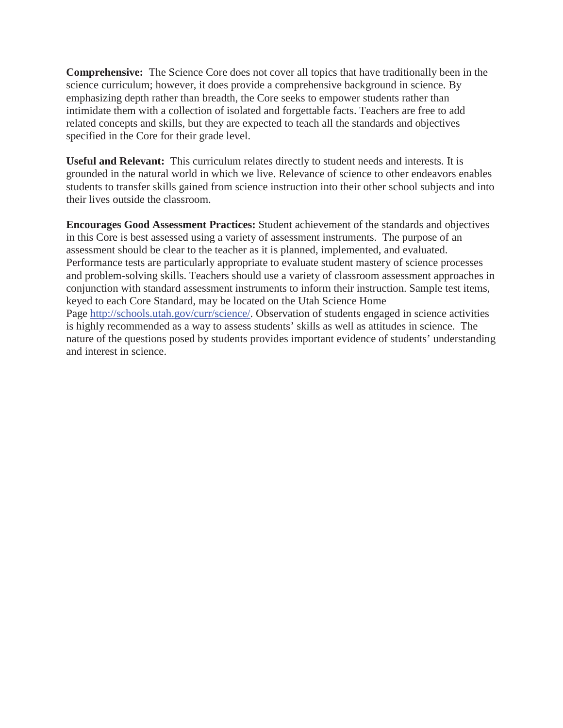**Comprehensive:** The Science Core does not cover all topics that have traditionally been in the science curriculum; however, it does provide a comprehensive background in science. By emphasizing depth rather than breadth, the Core seeks to empower students rather than intimidate them with a collection of isolated and forgettable facts. Teachers are free to add related concepts and skills, but they are expected to teach all the standards and objectives specified in the Core for their grade level.

**Useful and Relevant:** This curriculum relates directly to student needs and interests. It is grounded in the natural world in which we live. Relevance of science to other endeavors enables students to transfer skills gained from science instruction into their other school subjects and into their lives outside the classroom.

**Encourages Good Assessment Practices:** Student achievement of the standards and objectives in this Core is best assessed using a variety of assessment instruments. The purpose of an assessment should be clear to the teacher as it is planned, implemented, and evaluated. Performance tests are particularly appropriate to evaluate student mastery of science processes and problem-solving skills. Teachers should use a variety of classroom assessment approaches in conjunction with standard assessment instruments to inform their instruction. Sample test items, keyed to each Core Standard, may be located on the Utah Science Home Page [http://schools.utah.gov/curr/science/](http://schools.utah.gov/curr/science/). Observation of students engaged in science activities is highly recommended as a way to assess students' skills as well as attitudes in science. The nature of the questions posed by students provides important evidence of students' understanding and interest in science.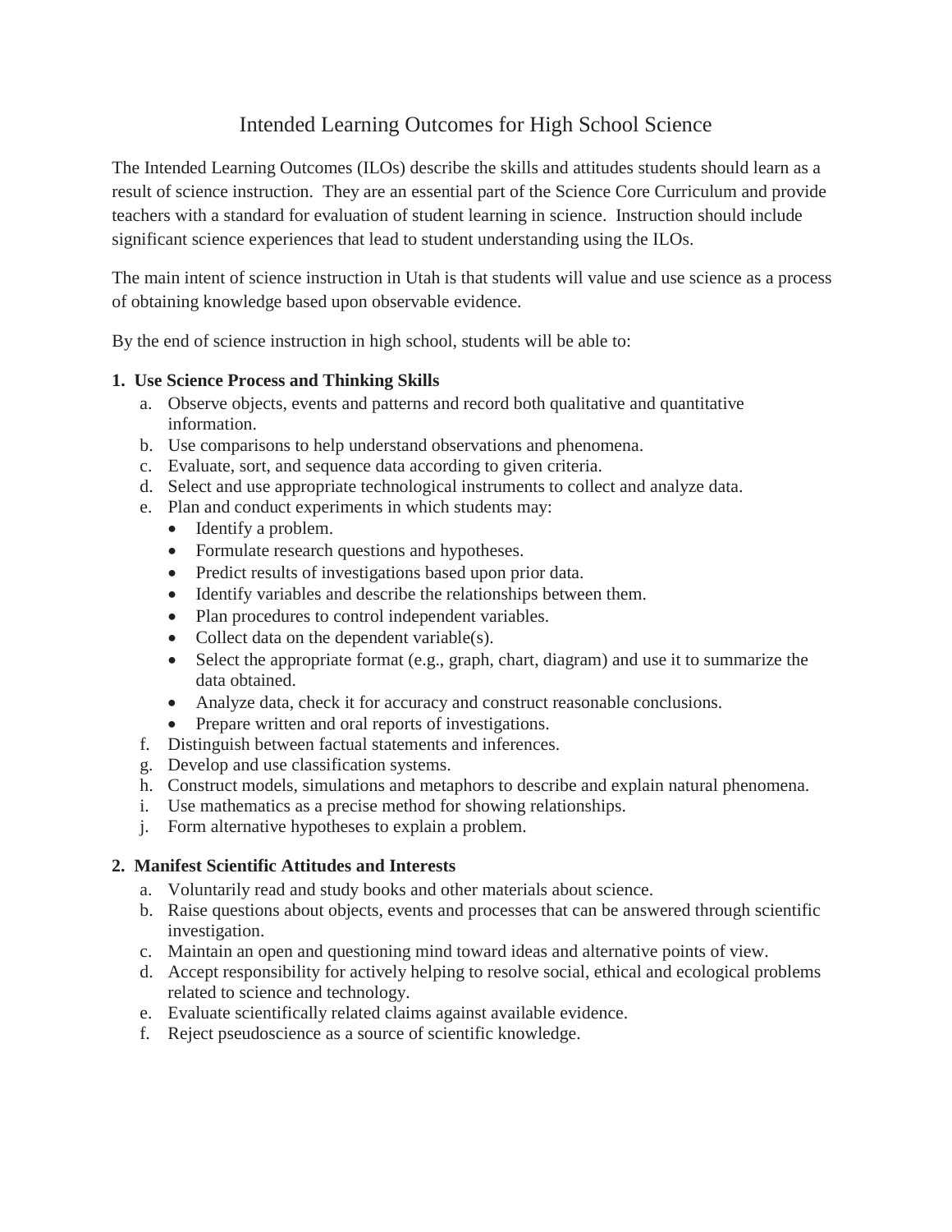# Intended Learning Outcomes for High School Science

The Intended Learning Outcomes (ILOs) describe the skills and attitudes students should learn as a result of science instruction. They are an essential part of the Science Core Curriculum and provide teachers with a standard for evaluation of student learning in science. Instruction should include significant science experiences that lead to student understanding using the ILOs.

The main intent of science instruction in Utah is that students will value and use science as a process of obtaining knowledge based upon observable evidence.

By the end of science instruction in high school, students will be able to:

**1. Use Science Process and Thinking Skills**

a. Observe objects, events and patterns and record both qualitative and quantitative information.
b. Use comparisons to help understand observations and phenomena.
c. Evaluate, sort, and sequence data according to given criteria.
d. Select and use appropriate technological instruments to collect and analyze data.
e. Plan and conduct experiments in which students may:
   - Identify a problem.
   - Formulate research questions and hypotheses.
   - Predict results of investigations based upon prior data.
   - Identify variables and describe the relationships between them.
   - Plan procedures to control independent variables.
   - Collect data on the dependent variable(s).
   - Select the appropriate format (e.g., graph, chart, diagram) and use it to summarize the data obtained.
   - Analyze data, check it for accuracy and construct reasonable conclusions.
   - Prepare written and oral reports of investigations.

f. Distinguish between factual statements and inferences.
g. Develop and use classification systems.
h. Construct models, simulations and metaphors to describe and explain natural phenomena.
i. Use mathematics as a precise method for showing relationships.
j. Form alternative hypotheses to explain a problem.

**2. Manifest Scientific Attitudes and Interests**

a. Voluntarily read and study books and other materials about science.
b. Raise questions about objects, events and processes that can be answered through scientific investigation.
c. Maintain an open and questioning mind toward ideas and alternative points of view.
d. Accept responsibility for actively helping to resolve social, ethical and ecological problems related to science and technology.
e. Evaluate scientifically related claims against available evidence.
f. Reject pseudoscience as a source of scientific knowledge.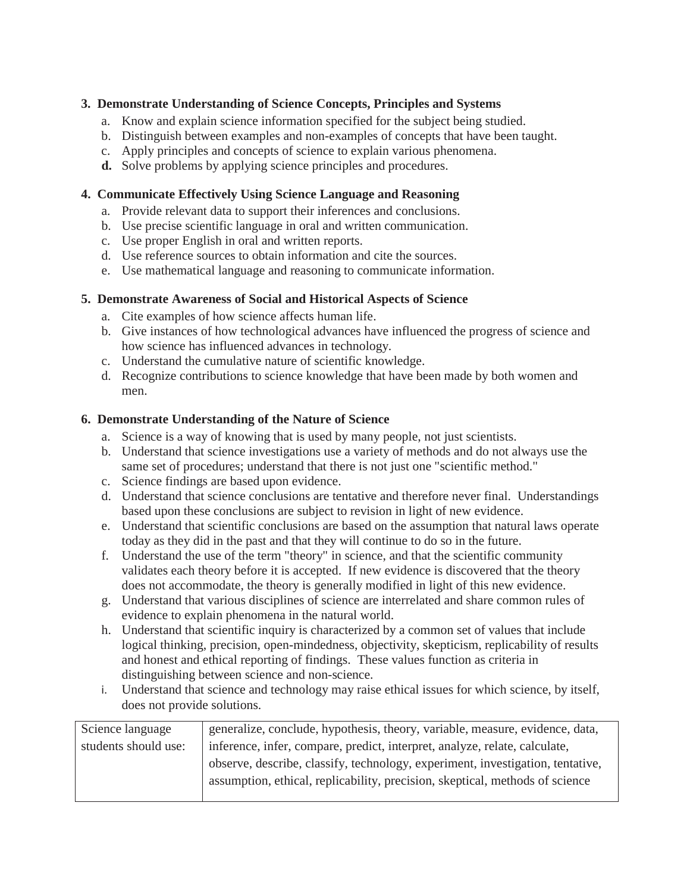**3. Demonstrate Understanding of Science Concepts, Principles and Systems**

a. Know and explain science information specified for the subject being studied.
b. Distinguish between examples and non-examples of concepts that have been taught.
c. Apply principles and concepts of science to explain various phenomena.
**d.** Solve problems by applying science principles and procedures.

**4. Communicate Effectively Using Science Language and Reasoning**

a. Provide relevant data to support their inferences and conclusions.
b. Use precise scientific language in oral and written communication.
c. Use proper English in oral and written reports.
d. Use reference sources to obtain information and cite the sources.
e. Use mathematical language and reasoning to communicate information.

**5. Demonstrate Awareness of Social and Historical Aspects of Science**

a. Cite examples of how science affects human life.
b. Give instances of how technological advances have influenced the progress of science and how science has influenced advances in technology.
c. Understand the cumulative nature of scientific knowledge.
d. Recognize contributions to science knowledge that have been made by both women and men.

**6. Demonstrate Understanding of the Nature of Science**

a. Science is a way of knowing that is used by many people, not just scientists.
b. Understand that science investigations use a variety of methods and do not always use the same set of procedures; understand that there is not just one "scientific method."
c. Science findings are based upon evidence.
d. Understand that science conclusions are tentative and therefore never final. Understandings based upon these conclusions are subject to revision in light of new evidence.
e. Understand that scientific conclusions are based on the assumption that natural laws operate today as they did in the past and that they will continue to do so in the future.
f. Understand the use of the term "theory" in science, and that the scientific community validates each theory before it is accepted. If new evidence is discovered that the theory does not accommodate, the theory is generally modified in light of this new evidence.
g. Understand that various disciplines of science are interrelated and share common rules of evidence to explain phenomena in the natural world.
h. Understand that scientific inquiry is characterized by a common set of values that include logical thinking, precision, open-mindedness, objectivity, skepticism, replicability of results and honest and ethical reporting of findings. These values function as criteria in distinguishing between science and non-science.
i. Understand that science and technology may raise ethical issues for which science, by itself, does not provide solutions.

| Science language students should use: | generalize, conclude, hypothesis, theory, variable, measure, evidence, data, inference, infer, compare, predict, interpret, analyze, relate, calculate, observe, describe, classify, technology, experiment, investigation, tentative, assumption, ethical, replicability, precision, skeptical, methods of science |
|---|---|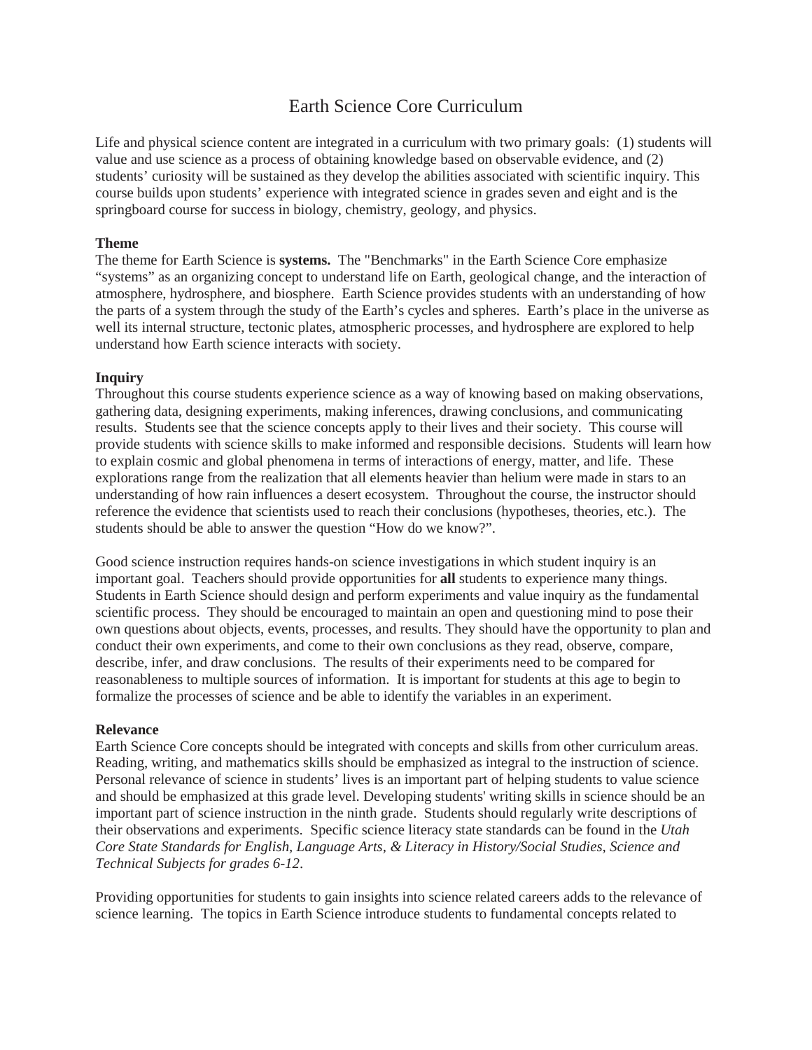# Earth Science Core Curriculum

Life and physical science content are integrated in a curriculum with two primary goals: (1) students will value and use science as a process of obtaining knowledge based on observable evidence, and (2) students' curiosity will be sustained as they develop the abilities associated with scientific inquiry. This course builds upon students' experience with integrated science in grades seven and eight and is the springboard course for success in biology, chemistry, geology, and physics.

**Theme**

The theme for Earth Science is **systems.** The "Benchmarks" in the Earth Science Core emphasize "systems" as an organizing concept to understand life on Earth, geological change, and the interaction of atmosphere, hydrosphere, and biosphere. Earth Science provides students with an understanding of how the parts of a system through the study of the Earth's cycles and spheres. Earth's place in the universe as well its internal structure, tectonic plates, atmospheric processes, and hydrosphere are explored to help understand how Earth science interacts with society.

**Inquiry**

Throughout this course students experience science as a way of knowing based on making observations, gathering data, designing experiments, making inferences, drawing conclusions, and communicating results. Students see that the science concepts apply to their lives and their society. This course will provide students with science skills to make informed and responsible decisions. Students will learn how to explain cosmic and global phenomena in terms of interactions of energy, matter, and life. These explorations range from the realization that all elements heavier than helium were made in stars to an understanding of how rain influences a desert ecosystem. Throughout the course, the instructor should reference the evidence that scientists used to reach their conclusions (hypotheses, theories, etc.). The students should be able to answer the question "How do we know?".

Good science instruction requires hands-on science investigations in which student inquiry is an important goal. Teachers should provide opportunities for **all** students to experience many things. Students in Earth Science should design and perform experiments and value inquiry as the fundamental scientific process. They should be encouraged to maintain an open and questioning mind to pose their own questions about objects, events, processes, and results. They should have the opportunity to plan and conduct their own experiments, and come to their own conclusions as they read, observe, compare, describe, infer, and draw conclusions. The results of their experiments need to be compared for reasonableness to multiple sources of information. It is important for students at this age to begin to formalize the processes of science and be able to identify the variables in an experiment.

**Relevance**

Earth Science Core concepts should be integrated with concepts and skills from other curriculum areas. Reading, writing, and mathematics skills should be emphasized as integral to the instruction of science. Personal relevance of science in students' lives is an important part of helping students to value science and should be emphasized at this grade level. Developing students' writing skills in science should be an important part of science instruction in the ninth grade. Students should regularly write descriptions of their observations and experiments. Specific science literacy state standards can be found in the *Utah Core State Standards for English, Language Arts, & Literacy in History/Social Studies, Science and Technical Subjects for grades 6-12*.

Providing opportunities for students to gain insights into science related careers adds to the relevance of science learning. The topics in Earth Science introduce students to fundamental concepts related to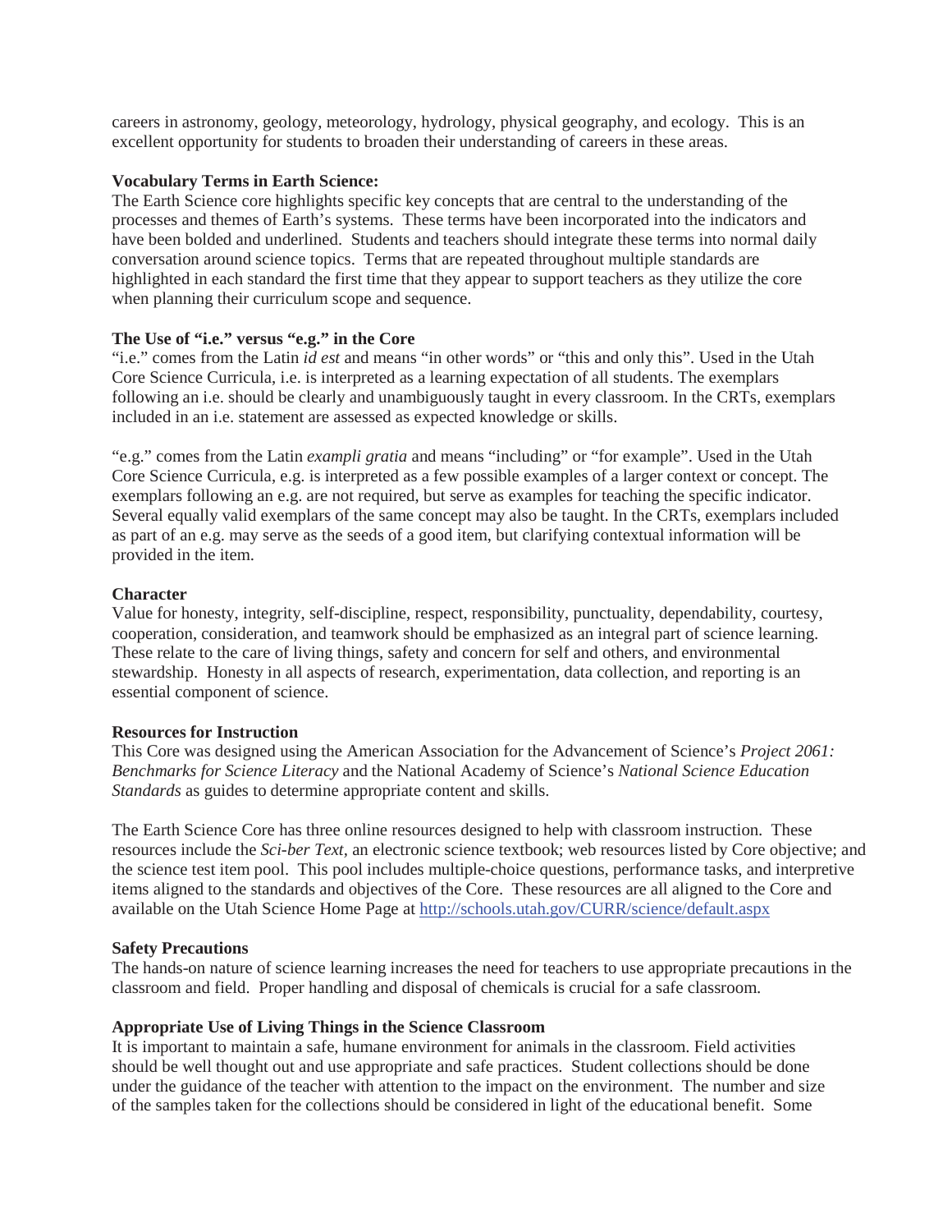careers in astronomy, geology, meteorology, hydrology, physical geography, and ecology. This is an excellent opportunity for students to broaden their understanding of careers in these areas.

**Vocabulary Terms in Earth Science:**
The Earth Science core highlights specific key concepts that are central to the understanding of the processes and themes of Earth's systems. These terms have been incorporated into the indicators and have been bolded and underlined. Students and teachers should integrate these terms into normal daily conversation around science topics. Terms that are repeated throughout multiple standards are highlighted in each standard the first time that they appear to support teachers as they utilize the core when planning their curriculum scope and sequence.

**The Use of "i.e." versus "e.g." in the Core**
"i.e." comes from the Latin *id est* and means "in other words" or "this and only this". Used in the Utah Core Science Curricula, i.e. is interpreted as a learning expectation of all students. The exemplars following an i.e. should be clearly and unambiguously taught in every classroom. In the CRTs, exemplars included in an i.e. statement are assessed as expected knowledge or skills.

"e.g." comes from the Latin *exampli gratia* and means "including" or "for example". Used in the Utah Core Science Curricula, e.g. is interpreted as a few possible examples of a larger context or concept. The exemplars following an e.g. are not required, but serve as examples for teaching the specific indicator. Several equally valid exemplars of the same concept may also be taught. In the CRTs, exemplars included as part of an e.g. may serve as the seeds of a good item, but clarifying contextual information will be provided in the item.

**Character**
Value for honesty, integrity, self-discipline, respect, responsibility, punctuality, dependability, courtesy, cooperation, consideration, and teamwork should be emphasized as an integral part of science learning. These relate to the care of living things, safety and concern for self and others, and environmental stewardship. Honesty in all aspects of research, experimentation, data collection, and reporting is an essential component of science.

**Resources for Instruction**
This Core was designed using the American Association for the Advancement of Science's *Project 2061: Benchmarks for Science Literacy* and the National Academy of Science's *National Science Education Standards* as guides to determine appropriate content and skills.

The Earth Science Core has three online resources designed to help with classroom instruction. These resources include the *Sci-ber Text,* an electronic science textbook; web resources listed by Core objective; and the science test item pool. This pool includes multiple-choice questions, performance tasks, and interpretive items aligned to the standards and objectives of the Core. These resources are all aligned to the Core and available on the Utah Science Home Page at http://schools.utah.gov/CURR/science/default.aspx

**Safety Precautions**
The hands-on nature of science learning increases the need for teachers to use appropriate precautions in the classroom and field. Proper handling and disposal of chemicals is crucial for a safe classroom.

**Appropriate Use of Living Things in the Science Classroom**
It is important to maintain a safe, humane environment for animals in the classroom. Field activities should be well thought out and use appropriate and safe practices. Student collections should be done under the guidance of the teacher with attention to the impact on the environment. The number and size of the samples taken for the collections should be considered in light of the educational benefit. Some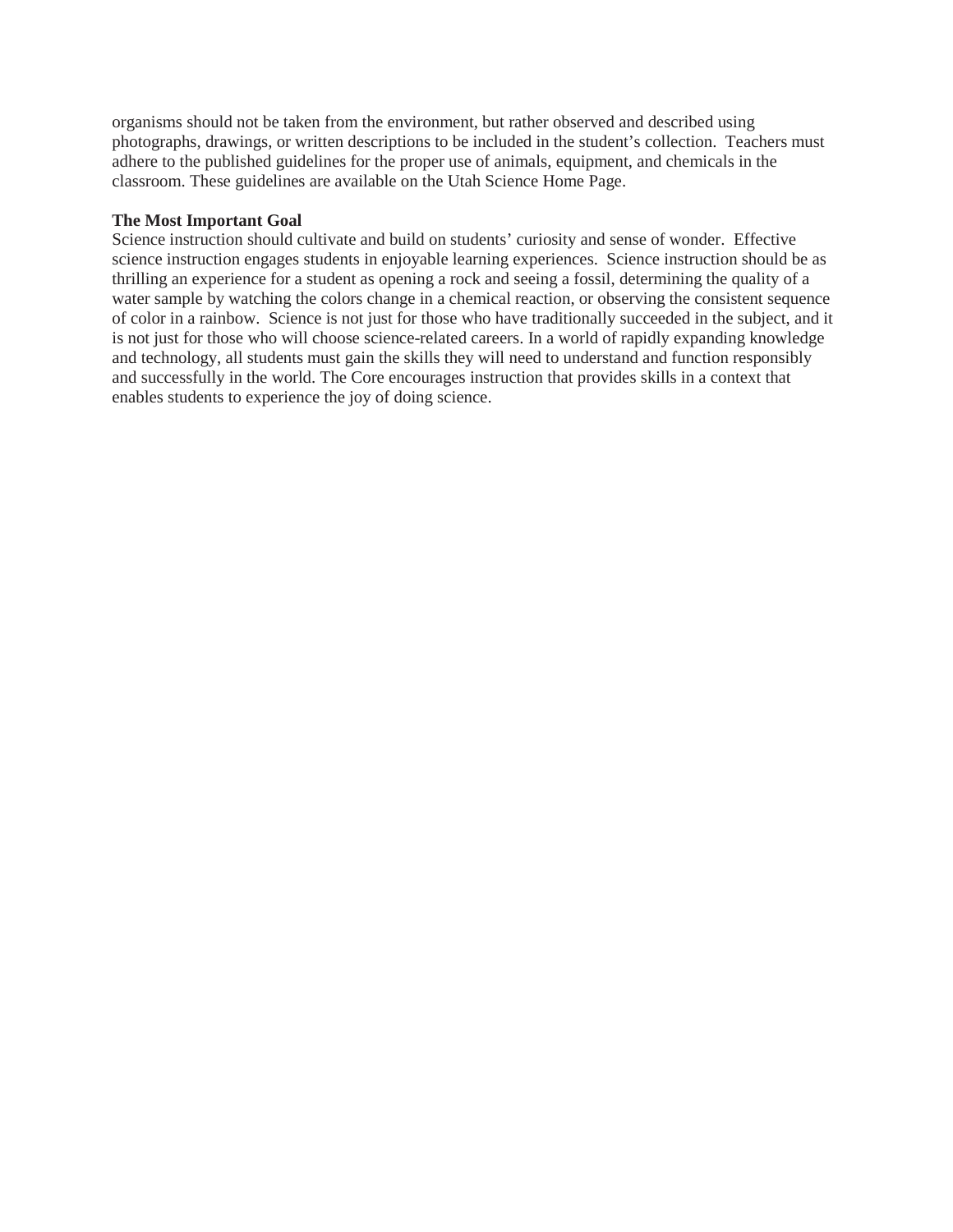organisms should not be taken from the environment, but rather observed and described using photographs, drawings, or written descriptions to be included in the student's collection. Teachers must adhere to the published guidelines for the proper use of animals, equipment, and chemicals in the classroom. These guidelines are available on the Utah Science Home Page.

**The Most Important Goal**

Science instruction should cultivate and build on students' curiosity and sense of wonder. Effective science instruction engages students in enjoyable learning experiences. Science instruction should be as thrilling an experience for a student as opening a rock and seeing a fossil, determining the quality of a water sample by watching the colors change in a chemical reaction, or observing the consistent sequence of color in a rainbow. Science is not just for those who have traditionally succeeded in the subject, and it is not just for those who will choose science-related careers. In a world of rapidly expanding knowledge and technology, all students must gain the skills they will need to understand and function responsibly and successfully in the world. The Core encourages instruction that provides skills in a context that enables students to experience the joy of doing science.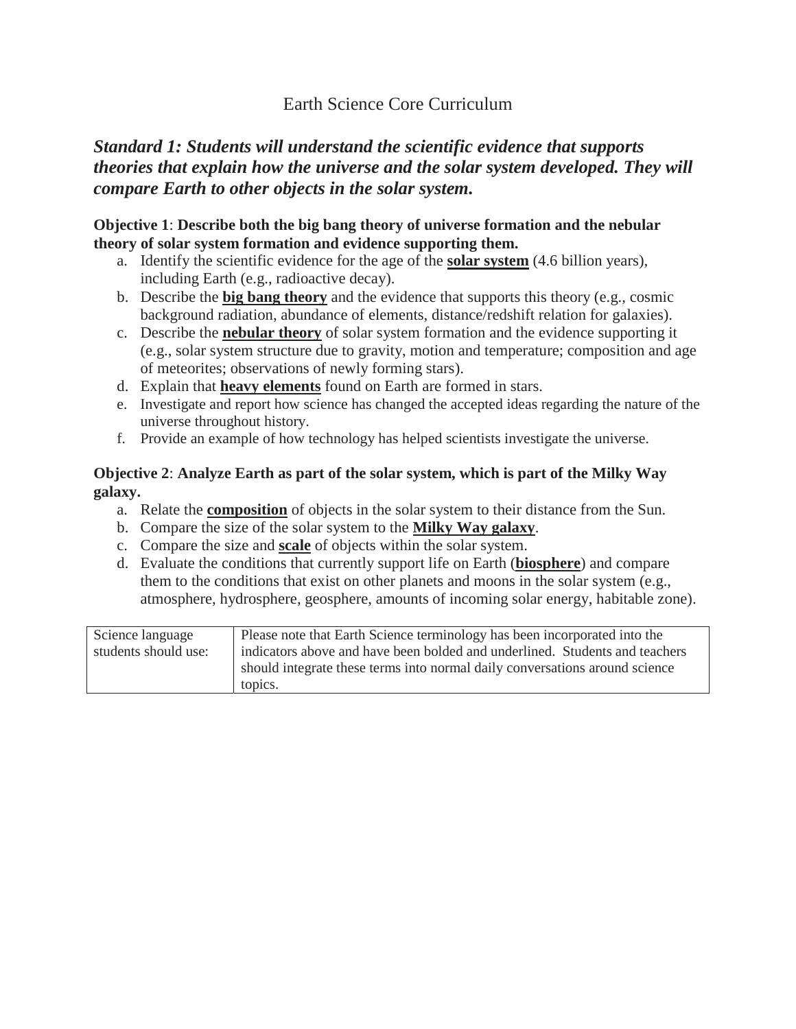# Earth Science Core Curriculum

## *Standard 1: Students will understand the scientific evidence that supports theories that explain how the universe and the solar system developed. They will compare Earth to other objects in the solar system.*

**Objective 1**: **Describe both the big bang theory of universe formation and the nebular theory of solar system formation and evidence supporting them.**

a. Identify the scientific evidence for the age of the **solar system** (4.6 billion years), including Earth (e.g., radioactive decay).
b. Describe the **big bang theory** and the evidence that supports this theory (e.g., cosmic background radiation, abundance of elements, distance/redshift relation for galaxies).
c. Describe the **nebular theory** of solar system formation and the evidence supporting it (e.g., solar system structure due to gravity, motion and temperature; composition and age of meteorites; observations of newly forming stars).
d. Explain that **heavy elements** found on Earth are formed in stars.
e. Investigate and report how science has changed the accepted ideas regarding the nature of the universe throughout history.
f. Provide an example of how technology has helped scientists investigate the universe.

**Objective 2**: **Analyze Earth as part of the solar system, which is part of the Milky Way galaxy.**

a. Relate the **composition** of objects in the solar system to their distance from the Sun.
b. Compare the size of the solar system to the **Milky Way galaxy**.
c. Compare the size and **scale** of objects within the solar system.
d. Evaluate the conditions that currently support life on Earth (**biosphere**) and compare them to the conditions that exist on other planets and moons in the solar system (e.g., atmosphere, hydrosphere, geosphere, amounts of incoming solar energy, habitable zone).

| Science language students should use: | Please note that Earth Science terminology has been incorporated into the indicators above and have been bolded and underlined. Students and teachers should integrate these terms into normal daily conversations around science topics. |
|---|---|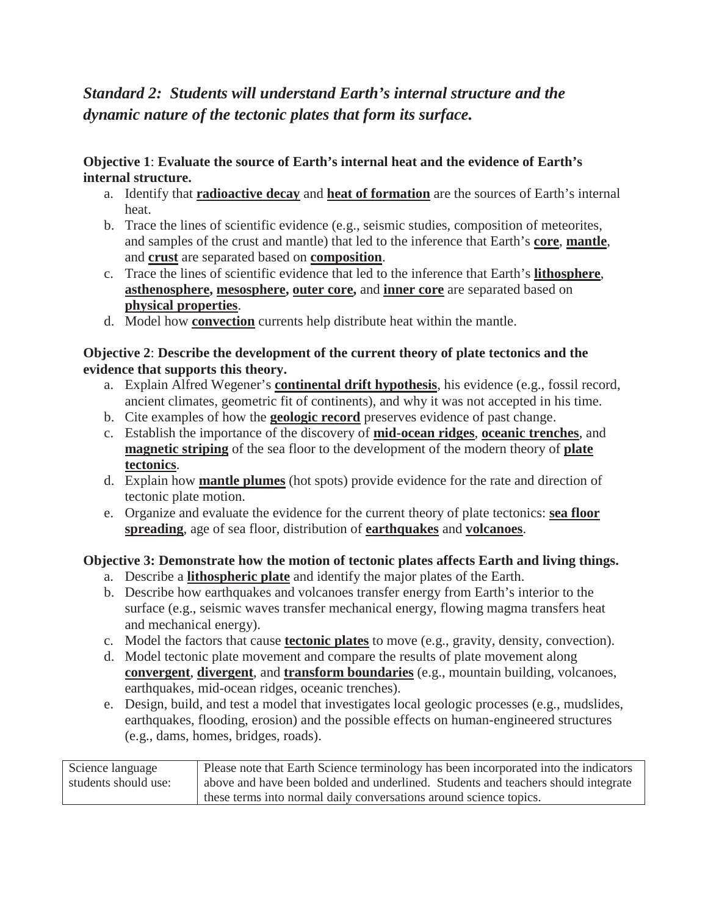## *Standard 2: Students will understand Earth's internal structure and the dynamic nature of the tectonic plates that form its surface.*

**Objective 1**: **Evaluate the source of Earth's internal heat and the evidence of Earth's internal structure.**

a. Identify that **radioactive decay** and **heat of formation** are the sources of Earth's internal heat.
b. Trace the lines of scientific evidence (e.g., seismic studies, composition of meteorites, and samples of the crust and mantle) that led to the inference that Earth's **core**, **mantle**, and **crust** are separated based on **composition**.
c. Trace the lines of scientific evidence that led to the inference that Earth's **lithosphere**, **asthenosphere, mesosphere, outer core,** and **inner core** are separated based on **physical properties**.
d. Model how **convection** currents help distribute heat within the mantle.

**Objective 2**: **Describe the development of the current theory of plate tectonics and the evidence that supports this theory.**

a. Explain Alfred Wegener's **continental drift hypothesis**, his evidence (e.g., fossil record, ancient climates, geometric fit of continents), and why it was not accepted in his time.
b. Cite examples of how the **geologic record** preserves evidence of past change.
c. Establish the importance of the discovery of **mid-ocean ridges**, **oceanic trenches**, and **magnetic striping** of the sea floor to the development of the modern theory of **plate tectonics**.
d. Explain how **mantle plumes** (hot spots) provide evidence for the rate and direction of tectonic plate motion.
e. Organize and evaluate the evidence for the current theory of plate tectonics: **sea floor spreading**, age of sea floor, distribution of **earthquakes** and **volcanoes**.

**Objective 3: Demonstrate how the motion of tectonic plates affects Earth and living things.**

a. Describe a **lithospheric plate** and identify the major plates of the Earth.
b. Describe how earthquakes and volcanoes transfer energy from Earth's interior to the surface (e.g., seismic waves transfer mechanical energy, flowing magma transfers heat and mechanical energy).
c. Model the factors that cause **tectonic plates** to move (e.g., gravity, density, convection).
d. Model tectonic plate movement and compare the results of plate movement along **convergent**, **divergent**, and **transform boundaries** (e.g., mountain building, volcanoes, earthquakes, mid-ocean ridges, oceanic trenches).
e. Design, build, and test a model that investigates local geologic processes (e.g., mudslides, earthquakes, flooding, erosion) and the possible effects on human-engineered structures (e.g., dams, homes, bridges, roads).

| Science language students should use: | Please note that Earth Science terminology has been incorporated into the indicators above and have been bolded and underlined. Students and teachers should integrate these terms into normal daily conversations around science topics. |
|---|---|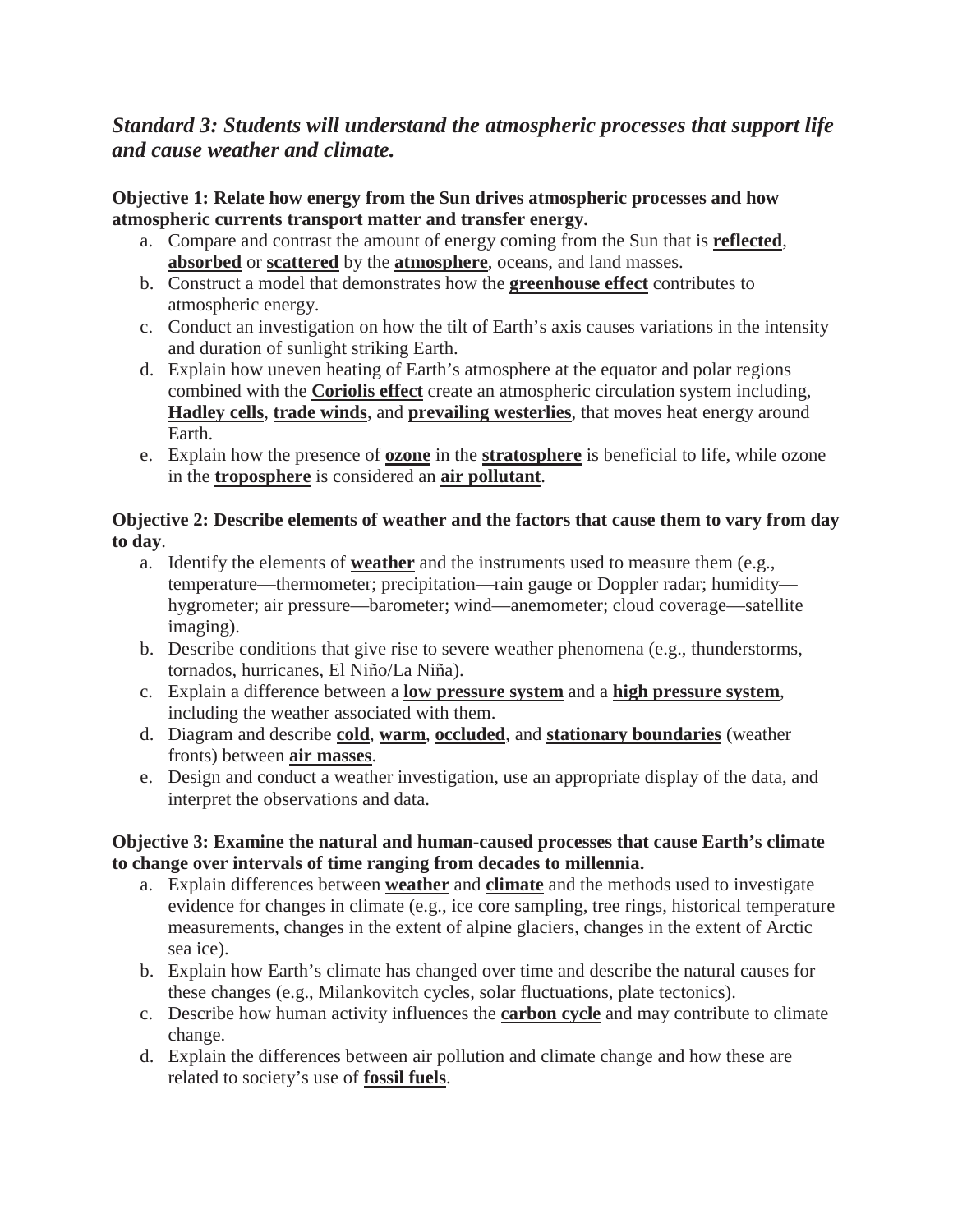## *Standard 3: Students will understand the atmospheric processes that support life and cause weather and climate.*

**Objective 1: Relate how energy from the Sun drives atmospheric processes and how atmospheric currents transport matter and transfer energy.**

a. Compare and contrast the amount of energy coming from the Sun that is **reflected**, **absorbed** or **scattered** by the **atmosphere**, oceans, and land masses.
b. Construct a model that demonstrates how the **greenhouse effect** contributes to atmospheric energy.
c. Conduct an investigation on how the tilt of Earth's axis causes variations in the intensity and duration of sunlight striking Earth.
d. Explain how uneven heating of Earth's atmosphere at the equator and polar regions combined with the **Coriolis effect** create an atmospheric circulation system including, **Hadley cells**, **trade winds**, and **prevailing westerlies**, that moves heat energy around Earth.
e. Explain how the presence of **ozone** in the **stratosphere** is beneficial to life, while ozone in the **troposphere** is considered an **air pollutant**.

**Objective 2: Describe elements of weather and the factors that cause them to vary from day to day**.

a. Identify the elements of **weather** and the instruments used to measure them (e.g., temperature—thermometer; precipitation—rain gauge or Doppler radar; humidity—hygrometer; air pressure—barometer; wind—anemometer; cloud coverage—satellite imaging).
b. Describe conditions that give rise to severe weather phenomena (e.g., thunderstorms, tornados, hurricanes, El Niño/La Niña).
c. Explain a difference between a **low pressure system** and a **high pressure system**, including the weather associated with them.
d. Diagram and describe **cold**, **warm**, **occluded**, and **stationary boundaries** (weather fronts) between **air masses**.
e. Design and conduct a weather investigation, use an appropriate display of the data, and interpret the observations and data.

**Objective 3: Examine the natural and human-caused processes that cause Earth's climate to change over intervals of time ranging from decades to millennia.**

a. Explain differences between **weather** and **climate** and the methods used to investigate evidence for changes in climate (e.g., ice core sampling, tree rings, historical temperature measurements, changes in the extent of alpine glaciers, changes in the extent of Arctic sea ice).
b. Explain how Earth's climate has changed over time and describe the natural causes for these changes (e.g., Milankovitch cycles, solar fluctuations, plate tectonics).
c. Describe how human activity influences the **carbon cycle** and may contribute to climate change.
d. Explain the differences between air pollution and climate change and how these are related to society's use of **fossil fuels**.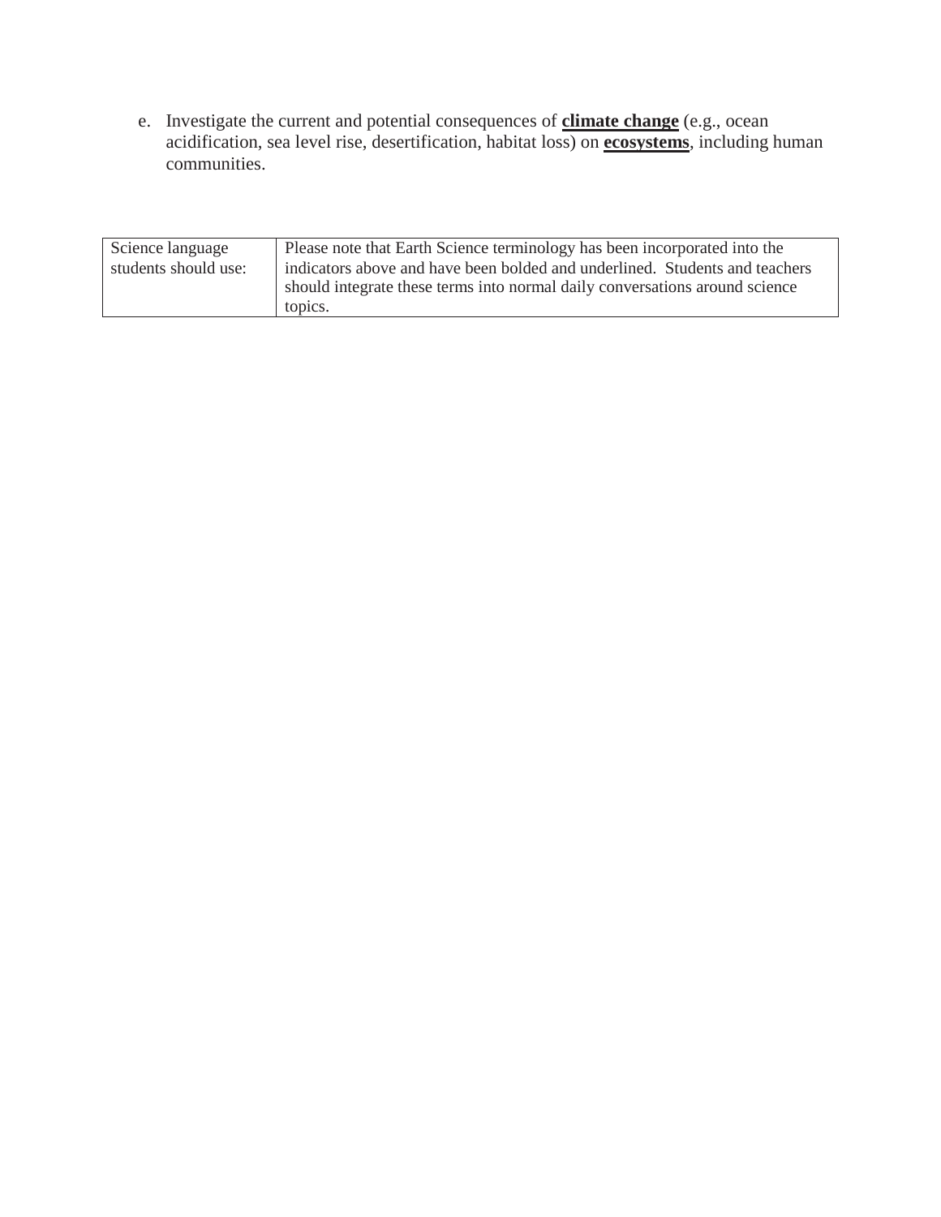e. Investigate the current and potential consequences of **<u>climate change</u>** (e.g., ocean acidification, sea level rise, desertification, habitat loss) on **<u>ecosystems</u>**, including human communities.

| Science language students should use: | Please note that Earth Science terminology has been incorporated into the indicators above and have been bolded and underlined. Students and teachers should integrate these terms into normal daily conversations around science topics. |
|---|---|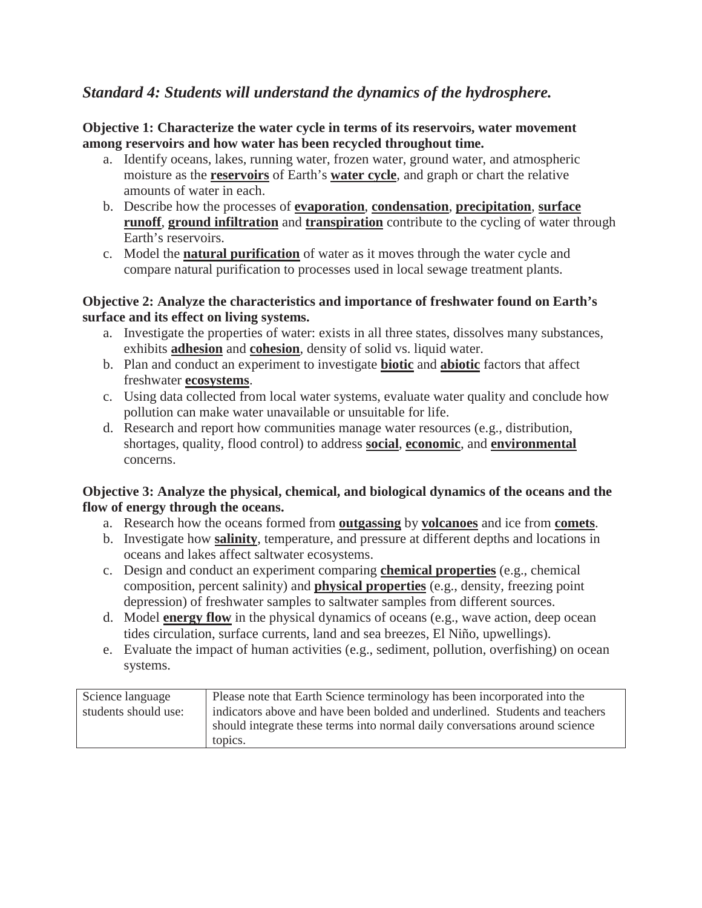## *Standard 4: Students will understand the dynamics of the hydrosphere.*

**Objective 1: Characterize the water cycle in terms of its reservoirs, water movement among reservoirs and how water has been recycled throughout time.**

a. Identify oceans, lakes, running water, frozen water, ground water, and atmospheric moisture as the <u>**reservoirs**</u> of Earth's <u>**water cycle**</u>, and graph or chart the relative amounts of water in each.
b. Describe how the processes of <u>**evaporation**</u>, <u>**condensation**</u>, <u>**precipitation**</u>, <u>**surface runoff**</u>, <u>**ground infiltration**</u> and <u>**transpiration**</u> contribute to the cycling of water through Earth's reservoirs.
c. Model the <u>**natural purification**</u> of water as it moves through the water cycle and compare natural purification to processes used in local sewage treatment plants.

**Objective 2: Analyze the characteristics and importance of freshwater found on Earth's surface and its effect on living systems.**

a. Investigate the properties of water: exists in all three states, dissolves many substances, exhibits <u>**adhesion**</u> and <u>**cohesion**</u>, density of solid vs. liquid water.
b. Plan and conduct an experiment to investigate <u>**biotic**</u> and <u>**abiotic**</u> factors that affect freshwater <u>**ecosystems**</u>.
c. Using data collected from local water systems, evaluate water quality and conclude how pollution can make water unavailable or unsuitable for life.
d. Research and report how communities manage water resources (e.g., distribution, shortages, quality, flood control) to address <u>**social**</u>, <u>**economic**</u>, and <u>**environmental**</u> concerns.

**Objective 3: Analyze the physical, chemical, and biological dynamics of the oceans and the flow of energy through the oceans.**

a. Research how the oceans formed from <u>**outgassing**</u> by <u>**volcanoes**</u> and ice from <u>**comets**</u>.
b. Investigate how <u>**salinity**</u>, temperature, and pressure at different depths and locations in oceans and lakes affect saltwater ecosystems.
c. Design and conduct an experiment comparing <u>**chemical properties**</u> (e.g., chemical composition, percent salinity) and <u>**physical properties**</u> (e.g., density, freezing point depression) of freshwater samples to saltwater samples from different sources.
d. Model <u>**energy flow**</u> in the physical dynamics of oceans (e.g., wave action, deep ocean tides circulation, surface currents, land and sea breezes, El Niño, upwellings).
e. Evaluate the impact of human activities (e.g., sediment, pollution, overfishing) on ocean systems.

| Science language students should use: | Please note that Earth Science terminology has been incorporated into the indicators above and have been bolded and underlined. Students and teachers should integrate these terms into normal daily conversations around science topics. |
|---|---|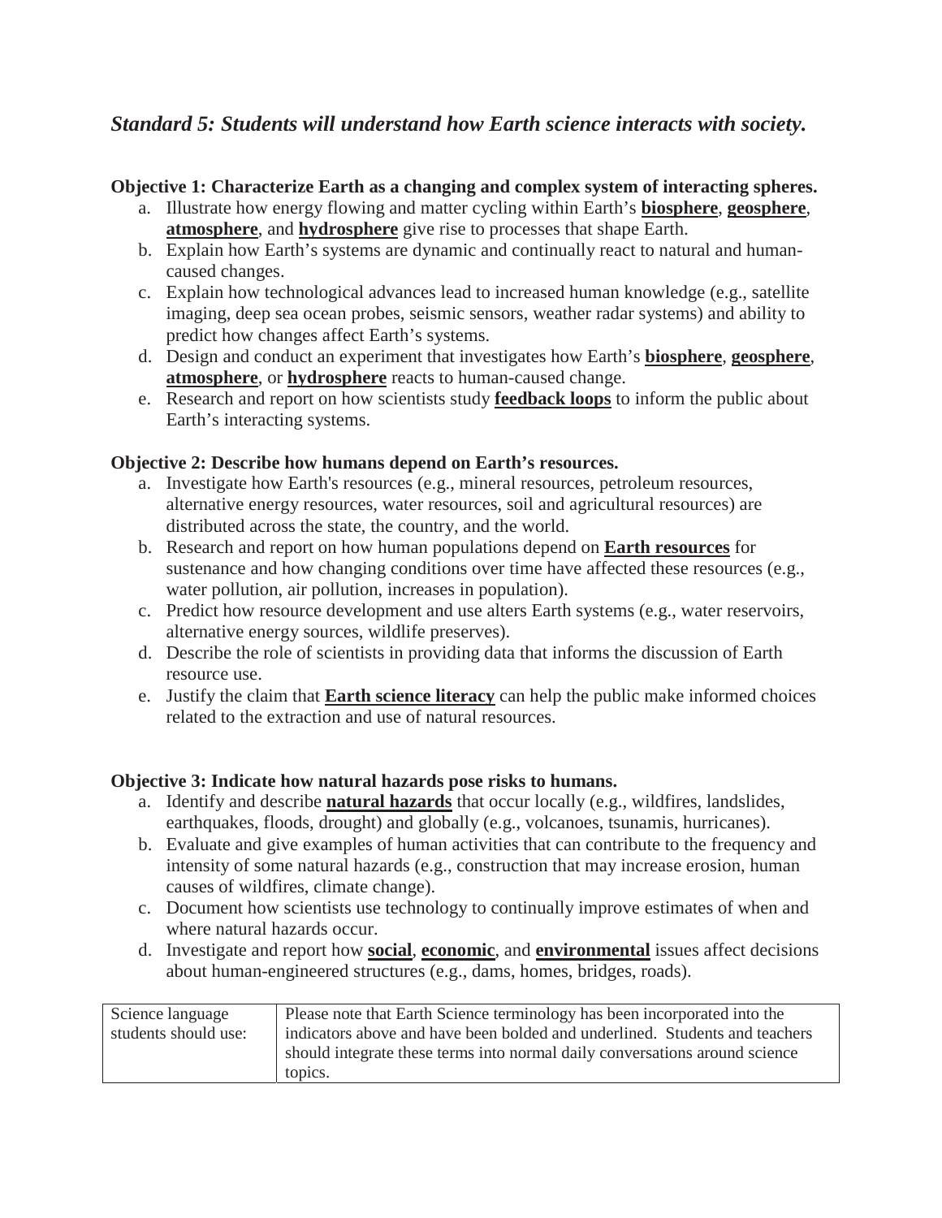## *Standard 5: Students will understand how Earth science interacts with society.*

**Objective 1: Characterize Earth as a changing and complex system of interacting spheres.**

a. Illustrate how energy flowing and matter cycling within Earth's **biosphere**, **geosphere**, **atmosphere**, and **hydrosphere** give rise to processes that shape Earth.
b. Explain how Earth's systems are dynamic and continually react to natural and human-caused changes.
c. Explain how technological advances lead to increased human knowledge (e.g., satellite imaging, deep sea ocean probes, seismic sensors, weather radar systems) and ability to predict how changes affect Earth's systems.
d. Design and conduct an experiment that investigates how Earth's **biosphere**, **geosphere**, **atmosphere**, or **hydrosphere** reacts to human-caused change.
e. Research and report on how scientists study **feedback loops** to inform the public about Earth's interacting systems.

**Objective 2: Describe how humans depend on Earth's resources.**

a. Investigate how Earth's resources (e.g., mineral resources, petroleum resources, alternative energy resources, water resources, soil and agricultural resources) are distributed across the state, the country, and the world.
b. Research and report on how human populations depend on **Earth resources** for sustenance and how changing conditions over time have affected these resources (e.g., water pollution, air pollution, increases in population).
c. Predict how resource development and use alters Earth systems (e.g., water reservoirs, alternative energy sources, wildlife preserves).
d. Describe the role of scientists in providing data that informs the discussion of Earth resource use.
e. Justify the claim that **Earth science literacy** can help the public make informed choices related to the extraction and use of natural resources.

**Objective 3: Indicate how natural hazards pose risks to humans.**

a. Identify and describe **natural hazards** that occur locally (e.g., wildfires, landslides, earthquakes, floods, drought) and globally (e.g., volcanoes, tsunamis, hurricanes).
b. Evaluate and give examples of human activities that can contribute to the frequency and intensity of some natural hazards (e.g., construction that may increase erosion, human causes of wildfires, climate change).
c. Document how scientists use technology to continually improve estimates of when and where natural hazards occur.
d. Investigate and report how **social**, **economic**, and **environmental** issues affect decisions about human-engineered structures (e.g., dams, homes, bridges, roads).

| Science language students should use: | Please note that Earth Science terminology has been incorporated into the indicators above and have been bolded and underlined. Students and teachers should integrate these terms into normal daily conversations around science topics. |
|---|---|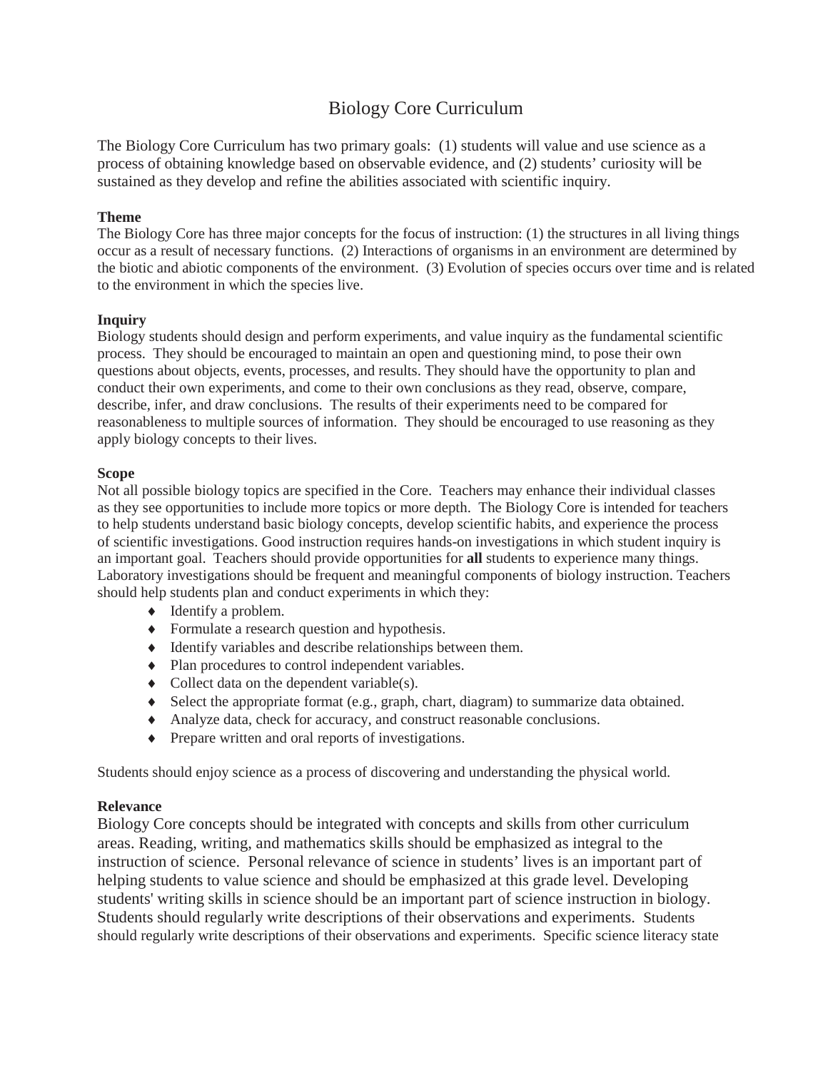# Biology Core Curriculum

The Biology Core Curriculum has two primary goals: (1) students will value and use science as a process of obtaining knowledge based on observable evidence, and (2) students' curiosity will be sustained as they develop and refine the abilities associated with scientific inquiry.

**Theme**
The Biology Core has three major concepts for the focus of instruction: (1) the structures in all living things occur as a result of necessary functions. (2) Interactions of organisms in an environment are determined by the biotic and abiotic components of the environment. (3) Evolution of species occurs over time and is related to the environment in which the species live.

**Inquiry**
Biology students should design and perform experiments, and value inquiry as the fundamental scientific process. They should be encouraged to maintain an open and questioning mind, to pose their own questions about objects, events, processes, and results. They should have the opportunity to plan and conduct their own experiments, and come to their own conclusions as they read, observe, compare, describe, infer, and draw conclusions. The results of their experiments need to be compared for reasonableness to multiple sources of information. They should be encouraged to use reasoning as they apply biology concepts to their lives.

**Scope**
Not all possible biology topics are specified in the Core. Teachers may enhance their individual classes as they see opportunities to include more topics or more depth. The Biology Core is intended for teachers to help students understand basic biology concepts, develop scientific habits, and experience the process of scientific investigations. Good instruction requires hands-on investigations in which student inquiry is an important goal. Teachers should provide opportunities for **all** students to experience many things. Laboratory investigations should be frequent and meaningful components of biology instruction. Teachers should help students plan and conduct experiments in which they:

- Identify a problem.
- Formulate a research question and hypothesis.
- Identify variables and describe relationships between them.
- Plan procedures to control independent variables.
- Collect data on the dependent variable(s).
- Select the appropriate format (e.g., graph, chart, diagram) to summarize data obtained.
- Analyze data, check for accuracy, and construct reasonable conclusions.
- Prepare written and oral reports of investigations.

Students should enjoy science as a process of discovering and understanding the physical world.

**Relevance**
Biology Core concepts should be integrated with concepts and skills from other curriculum areas. Reading, writing, and mathematics skills should be emphasized as integral to the instruction of science. Personal relevance of science in students' lives is an important part of helping students to value science and should be emphasized at this grade level. Developing students' writing skills in science should be an important part of science instruction in biology. Students should regularly write descriptions of their observations and experiments. Students should regularly write descriptions of their observations and experiments. Specific science literacy state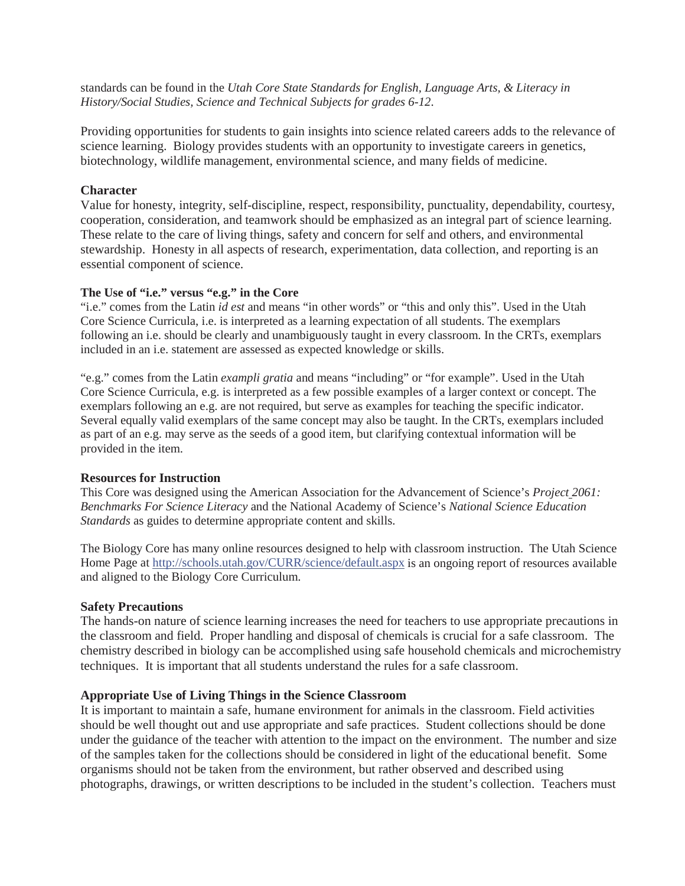standards can be found in the *Utah Core State Standards for English, Language Arts, & Literacy in History/Social Studies, Science and Technical Subjects for grades 6-12*.

Providing opportunities for students to gain insights into science related careers adds to the relevance of science learning. Biology provides students with an opportunity to investigate careers in genetics, biotechnology, wildlife management, environmental science, and many fields of medicine.

**Character**

Value for honesty, integrity, self-discipline, respect, responsibility, punctuality, dependability, courtesy, cooperation, consideration, and teamwork should be emphasized as an integral part of science learning. These relate to the care of living things, safety and concern for self and others, and environmental stewardship. Honesty in all aspects of research, experimentation, data collection, and reporting is an essential component of science.

**The Use of "i.e." versus "e.g." in the Core**

"i.e." comes from the Latin *id est* and means "in other words" or "this and only this". Used in the Utah Core Science Curricula, i.e. is interpreted as a learning expectation of all students. The exemplars following an i.e. should be clearly and unambiguously taught in every classroom. In the CRTs, exemplars included in an i.e. statement are assessed as expected knowledge or skills.

"e.g." comes from the Latin *exampli gratia* and means "including" or "for example". Used in the Utah Core Science Curricula, e.g. is interpreted as a few possible examples of a larger context or concept. The exemplars following an e.g. are not required, but serve as examples for teaching the specific indicator. Several equally valid exemplars of the same concept may also be taught. In the CRTs, exemplars included as part of an e.g. may serve as the seeds of a good item, but clarifying contextual information will be provided in the item.

**Resources for Instruction**

This Core was designed using the American Association for the Advancement of Science's *Project 2061: Benchmarks For Science Literacy* and the National Academy of Science's *National Science Education Standards* as guides to determine appropriate content and skills.

The Biology Core has many online resources designed to help with classroom instruction. The Utah Science Home Page at http://schools.utah.gov/CURR/science/default.aspx is an ongoing report of resources available and aligned to the Biology Core Curriculum.

**Safety Precautions**

The hands-on nature of science learning increases the need for teachers to use appropriate precautions in the classroom and field. Proper handling and disposal of chemicals is crucial for a safe classroom. The chemistry described in biology can be accomplished using safe household chemicals and microchemistry techniques. It is important that all students understand the rules for a safe classroom.

**Appropriate Use of Living Things in the Science Classroom**

It is important to maintain a safe, humane environment for animals in the classroom. Field activities should be well thought out and use appropriate and safe practices. Student collections should be done under the guidance of the teacher with attention to the impact on the environment. The number and size of the samples taken for the collections should be considered in light of the educational benefit. Some organisms should not be taken from the environment, but rather observed and described using photographs, drawings, or written descriptions to be included in the student's collection. Teachers must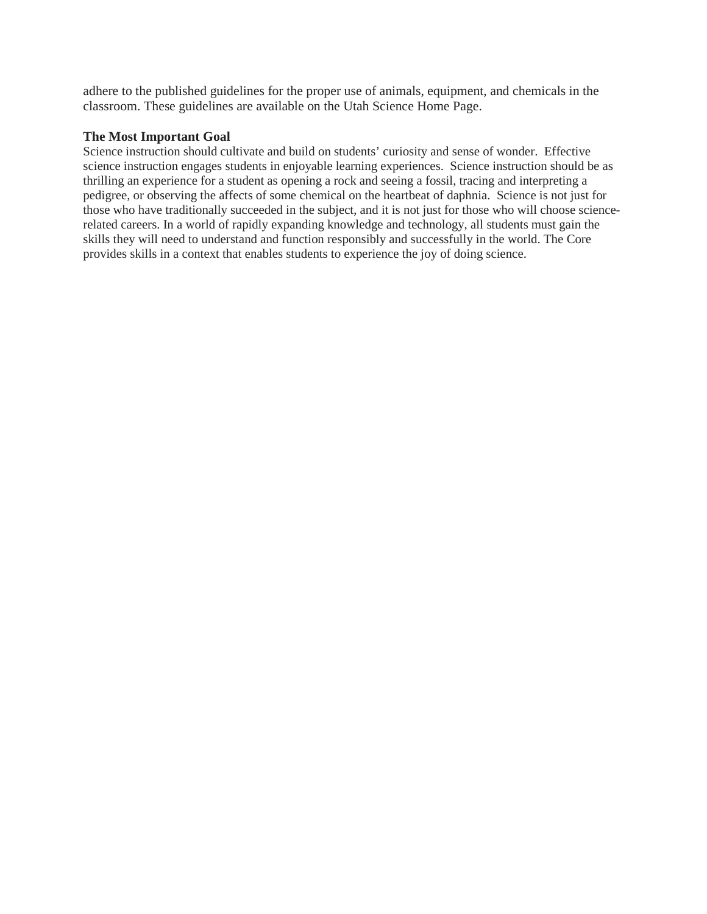adhere to the published guidelines for the proper use of animals, equipment, and chemicals in the classroom. These guidelines are available on the Utah Science Home Page.

**The Most Important Goal**

Science instruction should cultivate and build on students' curiosity and sense of wonder. Effective science instruction engages students in enjoyable learning experiences. Science instruction should be as thrilling an experience for a student as opening a rock and seeing a fossil, tracing and interpreting a pedigree, or observing the affects of some chemical on the heartbeat of daphnia. Science is not just for those who have traditionally succeeded in the subject, and it is not just for those who will choose science-related careers. In a world of rapidly expanding knowledge and technology, all students must gain the skills they will need to understand and function responsibly and successfully in the world. The Core provides skills in a context that enables students to experience the joy of doing science.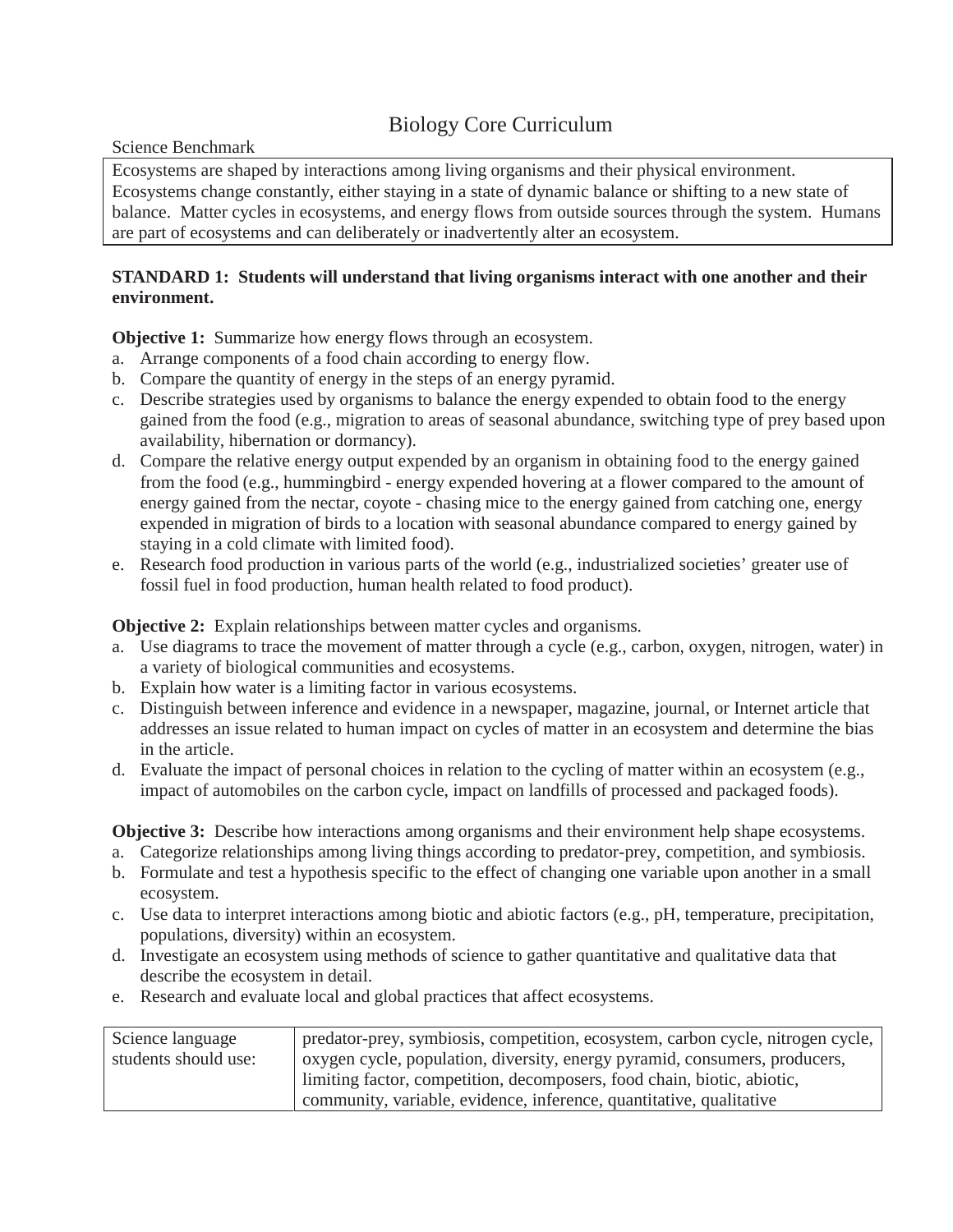# Biology Core Curriculum

Science Benchmark

| Ecosystems are shaped by interactions among living organisms and their physical environment. Ecosystems change constantly, either staying in a state of dynamic balance or shifting to a new state of balance. Matter cycles in ecosystems, and energy flows from outside sources through the system. Humans are part of ecosystems and can deliberately or inadvertently alter an ecosystem. |
|---|

**STANDARD 1: Students will understand that living organisms interact with one another and their environment.**

**Objective 1:** Summarize how energy flows through an ecosystem.

a. Arrange components of a food chain according to energy flow.
b. Compare the quantity of energy in the steps of an energy pyramid.
c. Describe strategies used by organisms to balance the energy expended to obtain food to the energy gained from the food (e.g., migration to areas of seasonal abundance, switching type of prey based upon availability, hibernation or dormancy).
d. Compare the relative energy output expended by an organism in obtaining food to the energy gained from the food (e.g., hummingbird - energy expended hovering at a flower compared to the amount of energy gained from the nectar, coyote - chasing mice to the energy gained from catching one, energy expended in migration of birds to a location with seasonal abundance compared to energy gained by staying in a cold climate with limited food).
e. Research food production in various parts of the world (e.g., industrialized societies' greater use of fossil fuel in food production, human health related to food product).

**Objective 2:** Explain relationships between matter cycles and organisms.

a. Use diagrams to trace the movement of matter through a cycle (e.g., carbon, oxygen, nitrogen, water) in a variety of biological communities and ecosystems.
b. Explain how water is a limiting factor in various ecosystems.
c. Distinguish between inference and evidence in a newspaper, magazine, journal, or Internet article that addresses an issue related to human impact on cycles of matter in an ecosystem and determine the bias in the article.
d. Evaluate the impact of personal choices in relation to the cycling of matter within an ecosystem (e.g., impact of automobiles on the carbon cycle, impact on landfills of processed and packaged foods).

**Objective 3:** Describe how interactions among organisms and their environment help shape ecosystems.

a. Categorize relationships among living things according to predator-prey, competition, and symbiosis.
b. Formulate and test a hypothesis specific to the effect of changing one variable upon another in a small ecosystem.
c. Use data to interpret interactions among biotic and abiotic factors (e.g., pH, temperature, precipitation, populations, diversity) within an ecosystem.
d. Investigate an ecosystem using methods of science to gather quantitative and qualitative data that describe the ecosystem in detail.
e. Research and evaluate local and global practices that affect ecosystems.

| Science language students should use: | predator-prey, symbiosis, competition, ecosystem, carbon cycle, nitrogen cycle, oxygen cycle, population, diversity, energy pyramid, consumers, producers, limiting factor, competition, decomposers, food chain, biotic, abiotic, community, variable, evidence, inference, quantitative, qualitative |
|---|---|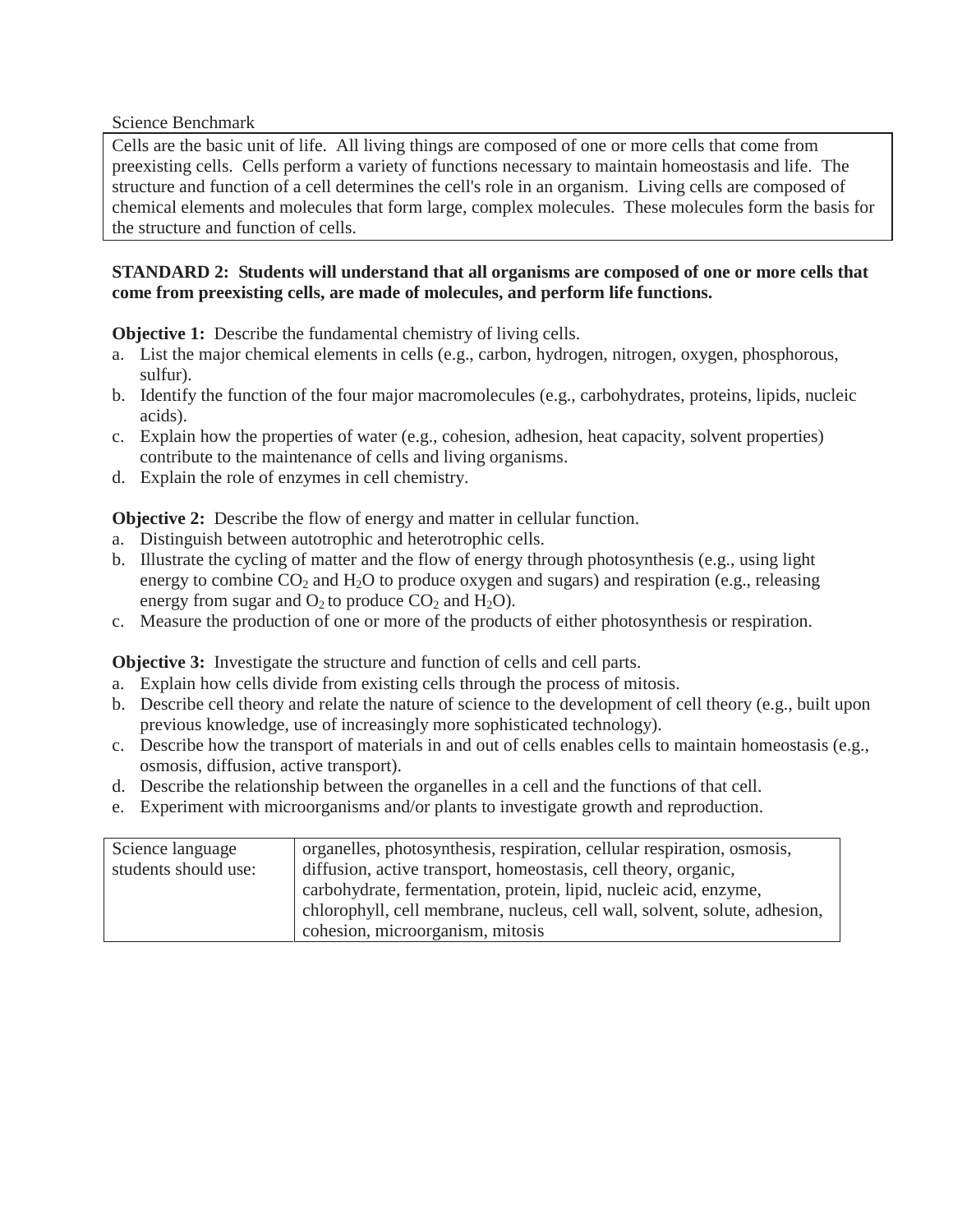Science Benchmark

| Cells are the basic unit of life. All living things are composed of one or more cells that come from preexisting cells. Cells perform a variety of functions necessary to maintain homeostasis and life. The structure and function of a cell determines the cell's role in an organism. Living cells are composed of chemical elements and molecules that form large, complex molecules. These molecules form the basis for the structure and function of cells. |
|---|

**STANDARD 2: Students will understand that all organisms are composed of one or more cells that come from preexisting cells, are made of molecules, and perform life functions.**

**Objective 1:** Describe the fundamental chemistry of living cells.

a. List the major chemical elements in cells (e.g., carbon, hydrogen, nitrogen, oxygen, phosphorous, sulfur).
b. Identify the function of the four major macromolecules (e.g., carbohydrates, proteins, lipids, nucleic acids).
c. Explain how the properties of water (e.g., cohesion, adhesion, heat capacity, solvent properties) contribute to the maintenance of cells and living organisms.
d. Explain the role of enzymes in cell chemistry.

**Objective 2:** Describe the flow of energy and matter in cellular function.

a. Distinguish between autotrophic and heterotrophic cells.
b. Illustrate the cycling of matter and the flow of energy through photosynthesis (e.g., using light energy to combine $CO_2$ and $H_2O$ to produce oxygen and sugars) and respiration (e.g., releasing energy from sugar and $O_2$ to produce $CO_2$ and $H_2O$).
c. Measure the production of one or more of the products of either photosynthesis or respiration.

**Objective 3:** Investigate the structure and function of cells and cell parts.

a. Explain how cells divide from existing cells through the process of mitosis.
b. Describe cell theory and relate the nature of science to the development of cell theory (e.g., built upon previous knowledge, use of increasingly more sophisticated technology).
c. Describe how the transport of materials in and out of cells enables cells to maintain homeostasis (e.g., osmosis, diffusion, active transport).
d. Describe the relationship between the organelles in a cell and the functions of that cell.
e. Experiment with microorganisms and/or plants to investigate growth and reproduction.

| Science language students should use: | organelles, photosynthesis, respiration, cellular respiration, osmosis, diffusion, active transport, homeostasis, cell theory, organic, carbohydrate, fermentation, protein, lipid, nucleic acid, enzyme, chlorophyll, cell membrane, nucleus, cell wall, solvent, solute, adhesion, cohesion, microorganism, mitosis |
|---|---|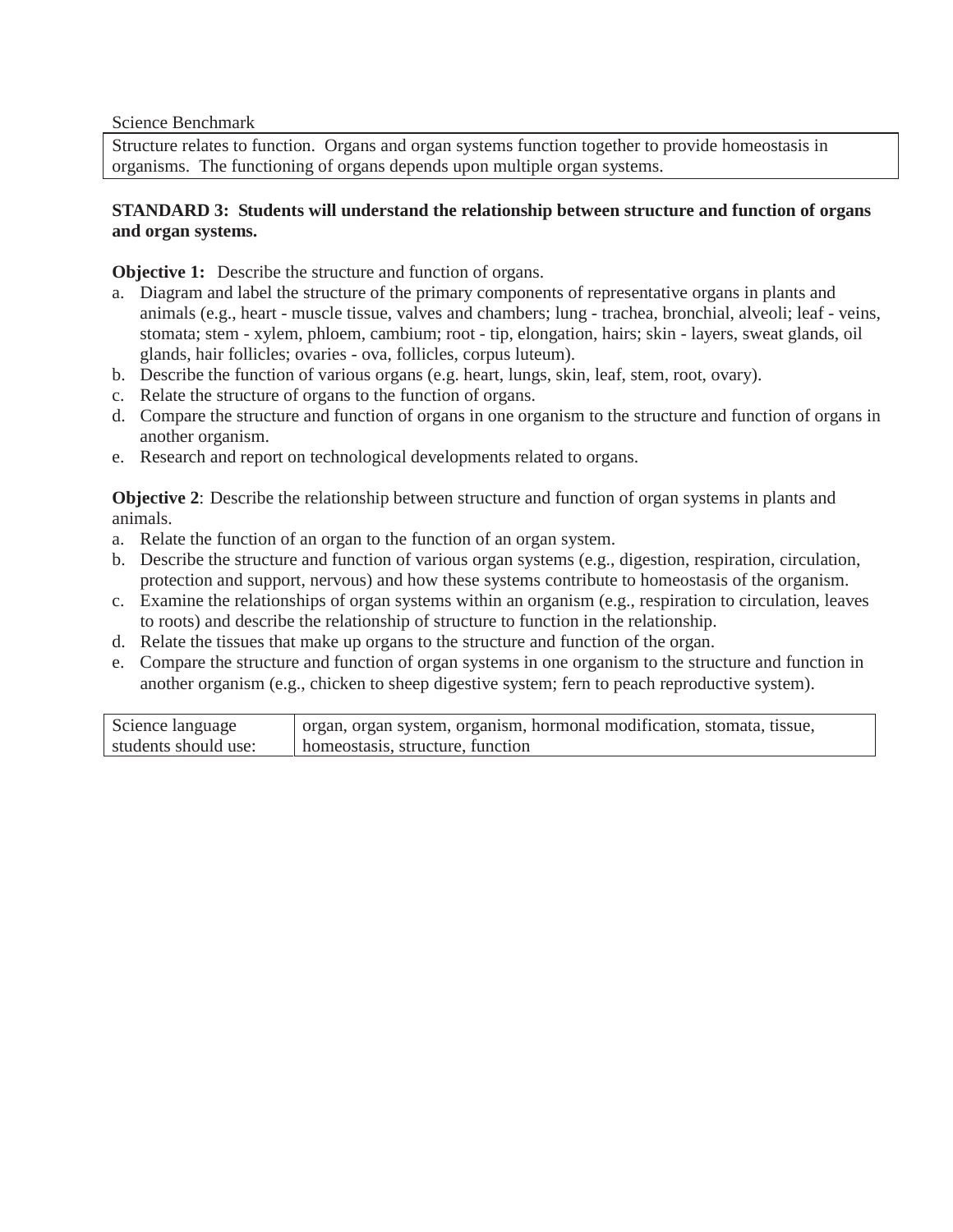Science Benchmark

| Structure relates to function. Organs and organ systems function together to provide homeostasis in organisms. The functioning of organs depends upon multiple organ systems. |
|---|

**STANDARD 3: Students will understand the relationship between structure and function of organs and organ systems.**

**Objective 1:** Describe the structure and function of organs.

a. Diagram and label the structure of the primary components of representative organs in plants and animals (e.g., heart - muscle tissue, valves and chambers; lung - trachea, bronchial, alveoli; leaf - veins, stomata; stem - xylem, phloem, cambium; root - tip, elongation, hairs; skin - layers, sweat glands, oil glands, hair follicles; ovaries - ova, follicles, corpus luteum).
b. Describe the function of various organs (e.g. heart, lungs, skin, leaf, stem, root, ovary).
c. Relate the structure of organs to the function of organs.
d. Compare the structure and function of organs in one organism to the structure and function of organs in another organism.
e. Research and report on technological developments related to organs.

**Objective 2**: Describe the relationship between structure and function of organ systems in plants and animals.

a. Relate the function of an organ to the function of an organ system.
b. Describe the structure and function of various organ systems (e.g., digestion, respiration, circulation, protection and support, nervous) and how these systems contribute to homeostasis of the organism.
c. Examine the relationships of organ systems within an organism (e.g., respiration to circulation, leaves to roots) and describe the relationship of structure to function in the relationship.
d. Relate the tissues that make up organs to the structure and function of the organ.
e. Compare the structure and function of organ systems in one organism to the structure and function in another organism (e.g., chicken to sheep digestive system; fern to peach reproductive system).

| Science language students should use: | organ, organ system, organism, hormonal modification, stomata, tissue, homeostasis, structure, function |
|---|---|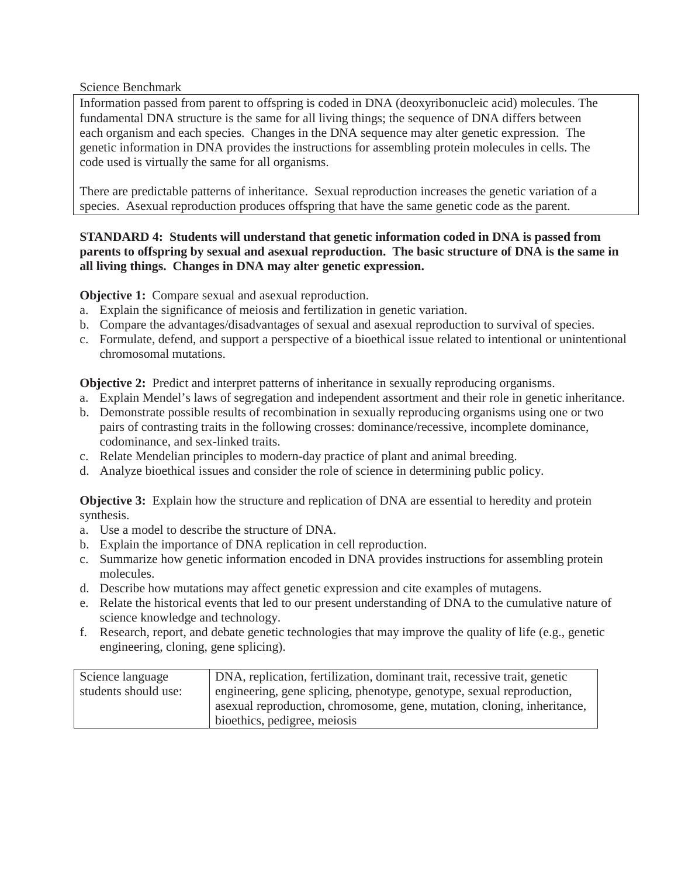Science Benchmark

| Information passed from parent to offspring is coded in DNA (deoxyribonucleic acid) molecules. The fundamental DNA structure is the same for all living things; the sequence of DNA differs between each organism and each species. Changes in the DNA sequence may alter genetic expression. The genetic information in DNA provides the instructions for assembling protein molecules in cells. The code used is virtually the same for all organisms.<br><br>There are predictable patterns of inheritance. Sexual reproduction increases the genetic variation of a species. Asexual reproduction produces offspring that have the same genetic code as the parent. |
|---|

**STANDARD 4: Students will understand that genetic information coded in DNA is passed from parents to offspring by sexual and asexual reproduction. The basic structure of DNA is the same in all living things. Changes in DNA may alter genetic expression.**

**Objective 1:** Compare sexual and asexual reproduction.

a. Explain the significance of meiosis and fertilization in genetic variation.
b. Compare the advantages/disadvantages of sexual and asexual reproduction to survival of species.
c. Formulate, defend, and support a perspective of a bioethical issue related to intentional or unintentional chromosomal mutations.

**Objective 2:** Predict and interpret patterns of inheritance in sexually reproducing organisms.

a. Explain Mendel's laws of segregation and independent assortment and their role in genetic inheritance.
b. Demonstrate possible results of recombination in sexually reproducing organisms using one or two pairs of contrasting traits in the following crosses: dominance/recessive, incomplete dominance, codominance, and sex-linked traits.
c. Relate Mendelian principles to modern-day practice of plant and animal breeding.
d. Analyze bioethical issues and consider the role of science in determining public policy.

**Objective 3:** Explain how the structure and replication of DNA are essential to heredity and protein synthesis.

a. Use a model to describe the structure of DNA.
b. Explain the importance of DNA replication in cell reproduction.
c. Summarize how genetic information encoded in DNA provides instructions for assembling protein molecules.
d. Describe how mutations may affect genetic expression and cite examples of mutagens.
e. Relate the historical events that led to our present understanding of DNA to the cumulative nature of science knowledge and technology.
f. Research, report, and debate genetic technologies that may improve the quality of life (e.g., genetic engineering, cloning, gene splicing).

| Science language students should use: | DNA, replication, fertilization, dominant trait, recessive trait, genetic engineering, gene splicing, phenotype, genotype, sexual reproduction, asexual reproduction, chromosome, gene, mutation, cloning, inheritance, bioethics, pedigree, meiosis |
|---|---|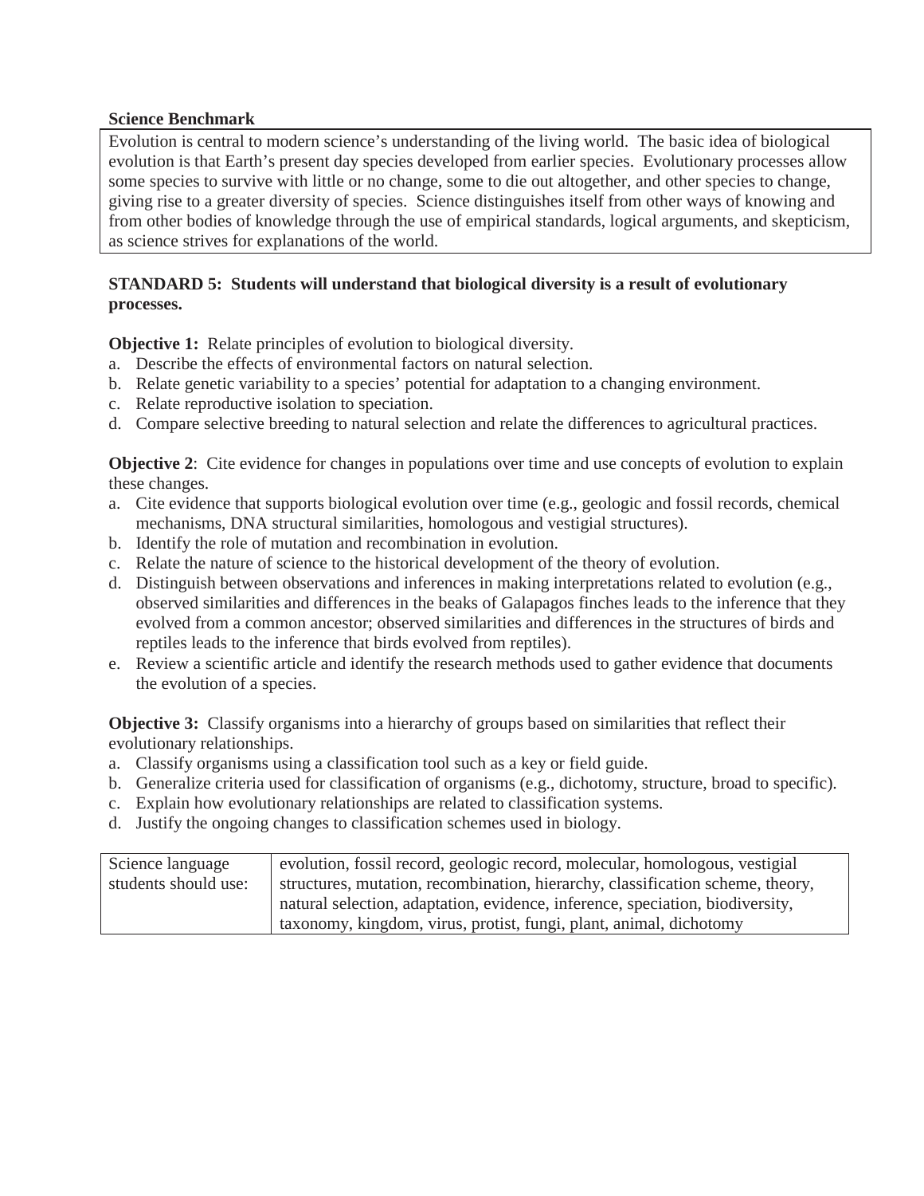**Science Benchmark**

| Evolution is central to modern science's understanding of the living world. The basic idea of biological evolution is that Earth's present day species developed from earlier species. Evolutionary processes allow some species to survive with little or no change, some to die out altogether, and other species to change, giving rise to a greater diversity of species. Science distinguishes itself from other ways of knowing and from other bodies of knowledge through the use of empirical standards, logical arguments, and skepticism, as science strives for explanations of the world. |
|---|

**STANDARD 5: Students will understand that biological diversity is a result of evolutionary processes.**

**Objective 1:** Relate principles of evolution to biological diversity.

a. Describe the effects of environmental factors on natural selection.
b. Relate genetic variability to a species' potential for adaptation to a changing environment.
c. Relate reproductive isolation to speciation.
d. Compare selective breeding to natural selection and relate the differences to agricultural practices.

**Objective 2**: Cite evidence for changes in populations over time and use concepts of evolution to explain these changes.

a. Cite evidence that supports biological evolution over time (e.g., geologic and fossil records, chemical mechanisms, DNA structural similarities, homologous and vestigial structures).
b. Identify the role of mutation and recombination in evolution.
c. Relate the nature of science to the historical development of the theory of evolution.
d. Distinguish between observations and inferences in making interpretations related to evolution (e.g., observed similarities and differences in the beaks of Galapagos finches leads to the inference that they evolved from a common ancestor; observed similarities and differences in the structures of birds and reptiles leads to the inference that birds evolved from reptiles).
e. Review a scientific article and identify the research methods used to gather evidence that documents the evolution of a species.

**Objective 3:** Classify organisms into a hierarchy of groups based on similarities that reflect their evolutionary relationships.

a. Classify organisms using a classification tool such as a key or field guide.
b. Generalize criteria used for classification of organisms (e.g., dichotomy, structure, broad to specific).
c. Explain how evolutionary relationships are related to classification systems.
d. Justify the ongoing changes to classification schemes used in biology.

| Science language students should use: | evolution, fossil record, geologic record, molecular, homologous, vestigial structures, mutation, recombination, hierarchy, classification scheme, theory, natural selection, adaptation, evidence, inference, speciation, biodiversity, taxonomy, kingdom, virus, protist, fungi, plant, animal, dichotomy |
|---|---|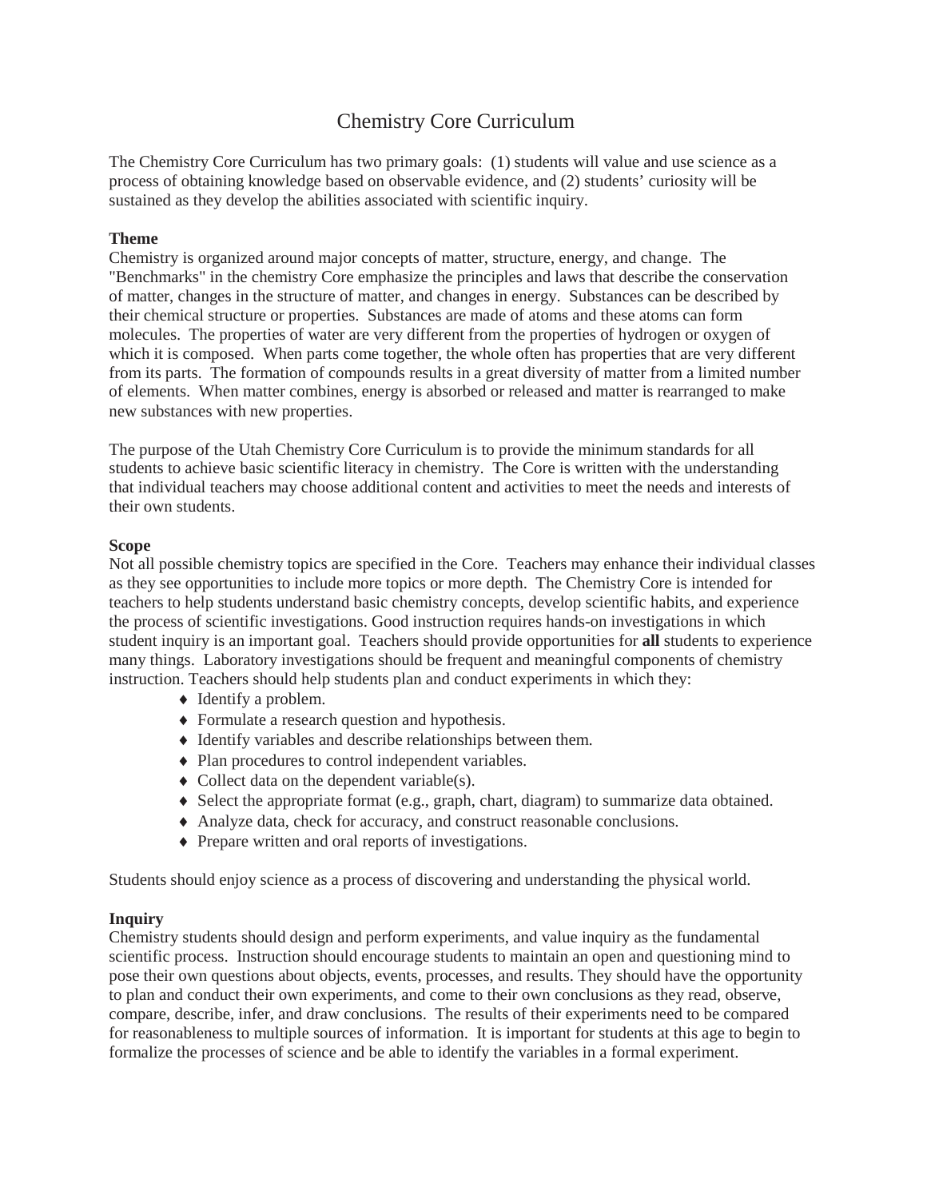# Chemistry Core Curriculum

The Chemistry Core Curriculum has two primary goals: (1) students will value and use science as a process of obtaining knowledge based on observable evidence, and (2) students' curiosity will be sustained as they develop the abilities associated with scientific inquiry.

**Theme**

Chemistry is organized around major concepts of matter, structure, energy, and change. The "Benchmarks" in the chemistry Core emphasize the principles and laws that describe the conservation of matter, changes in the structure of matter, and changes in energy. Substances can be described by their chemical structure or properties. Substances are made of atoms and these atoms can form molecules. The properties of water are very different from the properties of hydrogen or oxygen of which it is composed. When parts come together, the whole often has properties that are very different from its parts. The formation of compounds results in a great diversity of matter from a limited number of elements. When matter combines, energy is absorbed or released and matter is rearranged to make new substances with new properties.

The purpose of the Utah Chemistry Core Curriculum is to provide the minimum standards for all students to achieve basic scientific literacy in chemistry. The Core is written with the understanding that individual teachers may choose additional content and activities to meet the needs and interests of their own students.

**Scope**

Not all possible chemistry topics are specified in the Core. Teachers may enhance their individual classes as they see opportunities to include more topics or more depth. The Chemistry Core is intended for teachers to help students understand basic chemistry concepts, develop scientific habits, and experience the process of scientific investigations. Good instruction requires hands-on investigations in which student inquiry is an important goal. Teachers should provide opportunities for **all** students to experience many things. Laboratory investigations should be frequent and meaningful components of chemistry instruction. Teachers should help students plan and conduct experiments in which they:

- Identify a problem.
- Formulate a research question and hypothesis.
- Identify variables and describe relationships between them.
- Plan procedures to control independent variables.
- Collect data on the dependent variable(s).
- Select the appropriate format (e.g., graph, chart, diagram) to summarize data obtained.
- Analyze data, check for accuracy, and construct reasonable conclusions.
- Prepare written and oral reports of investigations.

Students should enjoy science as a process of discovering and understanding the physical world.

**Inquiry**

Chemistry students should design and perform experiments, and value inquiry as the fundamental scientific process. Instruction should encourage students to maintain an open and questioning mind to pose their own questions about objects, events, processes, and results. They should have the opportunity to plan and conduct their own experiments, and come to their own conclusions as they read, observe, compare, describe, infer, and draw conclusions. The results of their experiments need to be compared for reasonableness to multiple sources of information. It is important for students at this age to begin to formalize the processes of science and be able to identify the variables in a formal experiment.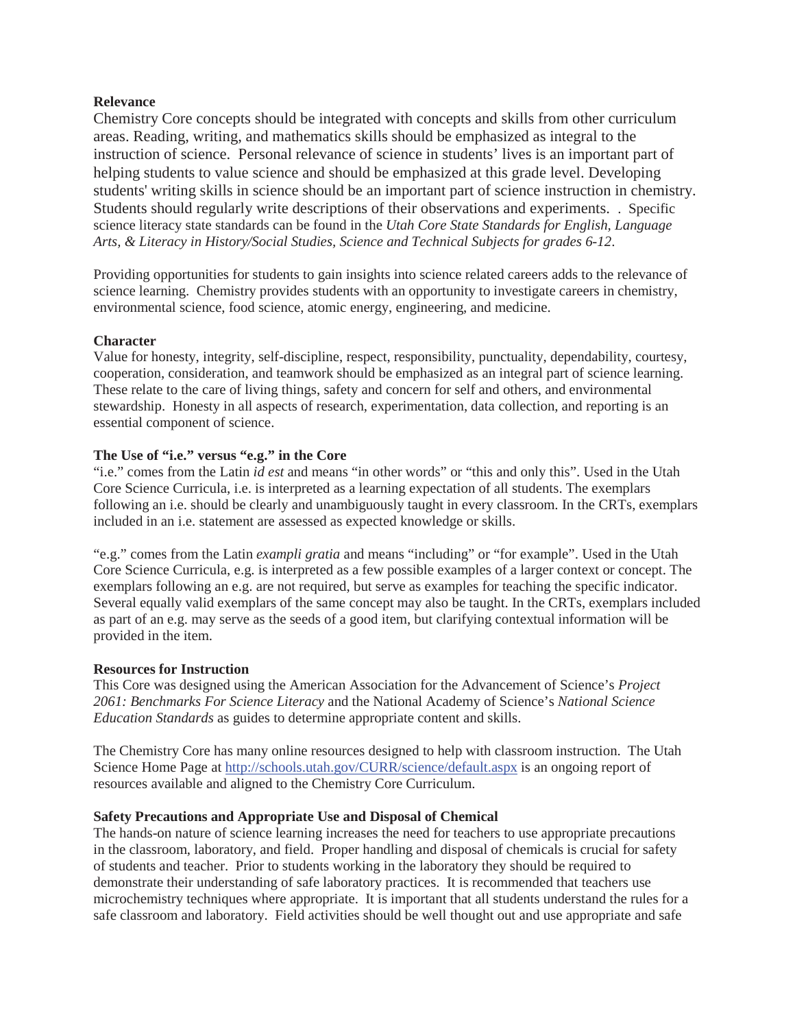**Relevance**

Chemistry Core concepts should be integrated with concepts and skills from other curriculum areas. Reading, writing, and mathematics skills should be emphasized as integral to the instruction of science. Personal relevance of science in students' lives is an important part of helping students to value science and should be emphasized at this grade level. Developing students' writing skills in science should be an important part of science instruction in chemistry. Students should regularly write descriptions of their observations and experiments. . Specific science literacy state standards can be found in the *Utah Core State Standards for English, Language Arts, & Literacy in History/Social Studies, Science and Technical Subjects for grades 6-12*.

Providing opportunities for students to gain insights into science related careers adds to the relevance of science learning. Chemistry provides students with an opportunity to investigate careers in chemistry, environmental science, food science, atomic energy, engineering, and medicine.

**Character**

Value for honesty, integrity, self-discipline, respect, responsibility, punctuality, dependability, courtesy, cooperation, consideration, and teamwork should be emphasized as an integral part of science learning. These relate to the care of living things, safety and concern for self and others, and environmental stewardship. Honesty in all aspects of research, experimentation, data collection, and reporting is an essential component of science.

**The Use of "i.e." versus "e.g." in the Core**

"i.e." comes from the Latin *id est* and means "in other words" or "this and only this". Used in the Utah Core Science Curricula, i.e. is interpreted as a learning expectation of all students. The exemplars following an i.e. should be clearly and unambiguously taught in every classroom. In the CRTs, exemplars included in an i.e. statement are assessed as expected knowledge or skills.

"e.g." comes from the Latin *exampli gratia* and means "including" or "for example". Used in the Utah Core Science Curricula, e.g. is interpreted as a few possible examples of a larger context or concept. The exemplars following an e.g. are not required, but serve as examples for teaching the specific indicator. Several equally valid exemplars of the same concept may also be taught. In the CRTs, exemplars included as part of an e.g. may serve as the seeds of a good item, but clarifying contextual information will be provided in the item.

**Resources for Instruction**

This Core was designed using the American Association for the Advancement of Science's *Project 2061: Benchmarks For Science Literacy* and the National Academy of Science's *National Science Education Standards* as guides to determine appropriate content and skills.

The Chemistry Core has many online resources designed to help with classroom instruction. The Utah Science Home Page at http://schools.utah.gov/CURR/science/default.aspx is an ongoing report of resources available and aligned to the Chemistry Core Curriculum.

**Safety Precautions and Appropriate Use and Disposal of Chemical**

The hands-on nature of science learning increases the need for teachers to use appropriate precautions in the classroom, laboratory, and field. Proper handling and disposal of chemicals is crucial for safety of students and teacher. Prior to students working in the laboratory they should be required to demonstrate their understanding of safe laboratory practices. It is recommended that teachers use microchemistry techniques where appropriate. It is important that all students understand the rules for a safe classroom and laboratory. Field activities should be well thought out and use appropriate and safe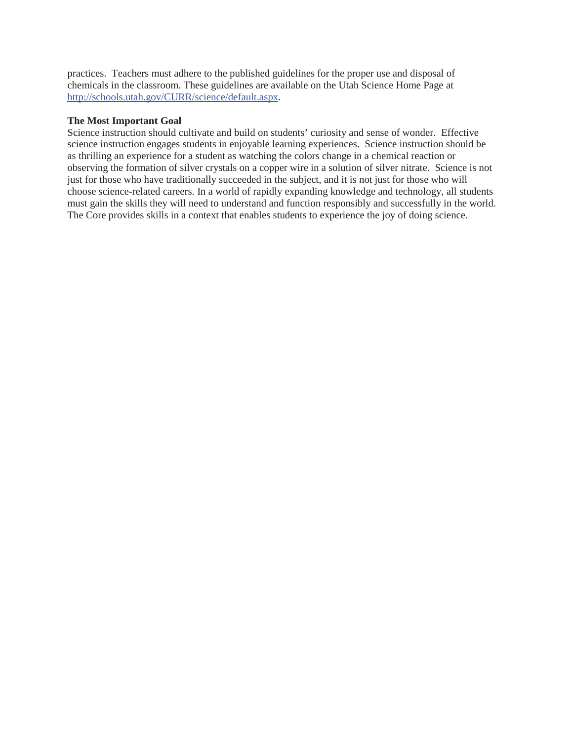practices. Teachers must adhere to the published guidelines for the proper use and disposal of chemicals in the classroom. These guidelines are available on the Utah Science Home Page at [http://schools.utah.gov/CURR/science/default.aspx](http://schools.utah.gov/CURR/science/default.aspx).

**The Most Important Goal**

Science instruction should cultivate and build on students' curiosity and sense of wonder. Effective science instruction engages students in enjoyable learning experiences. Science instruction should be as thrilling an experience for a student as watching the colors change in a chemical reaction or observing the formation of silver crystals on a copper wire in a solution of silver nitrate. Science is not just for those who have traditionally succeeded in the subject, and it is not just for those who will choose science-related careers. In a world of rapidly expanding knowledge and technology, all students must gain the skills they will need to understand and function responsibly and successfully in the world. The Core provides skills in a context that enables students to experience the joy of doing science.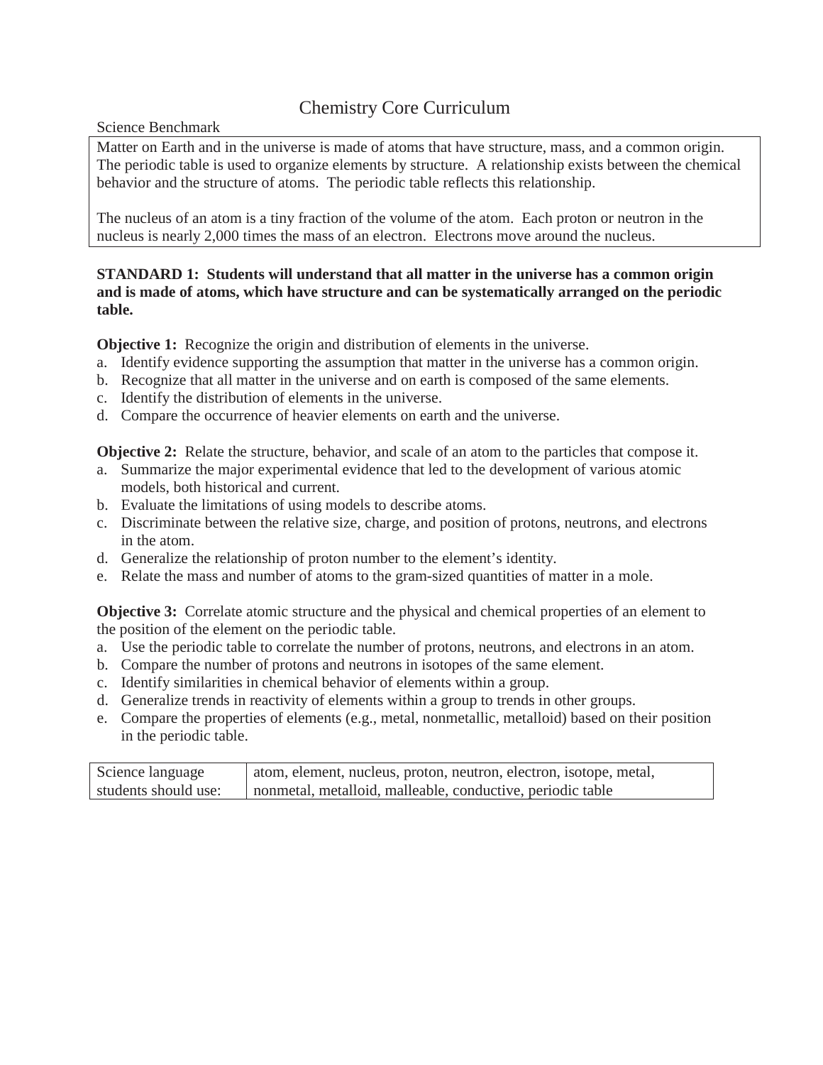# Chemistry Core Curriculum

Science Benchmark

| Matter on Earth and in the universe is made of atoms that have structure, mass, and a common origin. The periodic table is used to organize elements by structure. A relationship exists between the chemical behavior and the structure of atoms. The periodic table reflects this relationship.<br><br>The nucleus of an atom is a tiny fraction of the volume of the atom. Each proton or neutron in the nucleus is nearly 2,000 times the mass of an electron. Electrons move around the nucleus. |
|---|

**STANDARD 1: Students will understand that all matter in the universe has a common origin and is made of atoms, which have structure and can be systematically arranged on the periodic table.**

**Objective 1:** Recognize the origin and distribution of elements in the universe.

a. Identify evidence supporting the assumption that matter in the universe has a common origin.
b. Recognize that all matter in the universe and on earth is composed of the same elements.
c. Identify the distribution of elements in the universe.
d. Compare the occurrence of heavier elements on earth and the universe.

**Objective 2:** Relate the structure, behavior, and scale of an atom to the particles that compose it.

a. Summarize the major experimental evidence that led to the development of various atomic models, both historical and current.
b. Evaluate the limitations of using models to describe atoms.
c. Discriminate between the relative size, charge, and position of protons, neutrons, and electrons in the atom.
d. Generalize the relationship of proton number to the element's identity.
e. Relate the mass and number of atoms to the gram-sized quantities of matter in a mole.

**Objective 3:** Correlate atomic structure and the physical and chemical properties of an element to the position of the element on the periodic table.

a. Use the periodic table to correlate the number of protons, neutrons, and electrons in an atom.
b. Compare the number of protons and neutrons in isotopes of the same element.
c. Identify similarities in chemical behavior of elements within a group.
d. Generalize trends in reactivity of elements within a group to trends in other groups.
e. Compare the properties of elements (e.g., metal, nonmetallic, metalloid) based on their position in the periodic table.

| Science language students should use: | atom, element, nucleus, proton, neutron, electron, isotope, metal, nonmetal, metalloid, malleable, conductive, periodic table |
|---|---|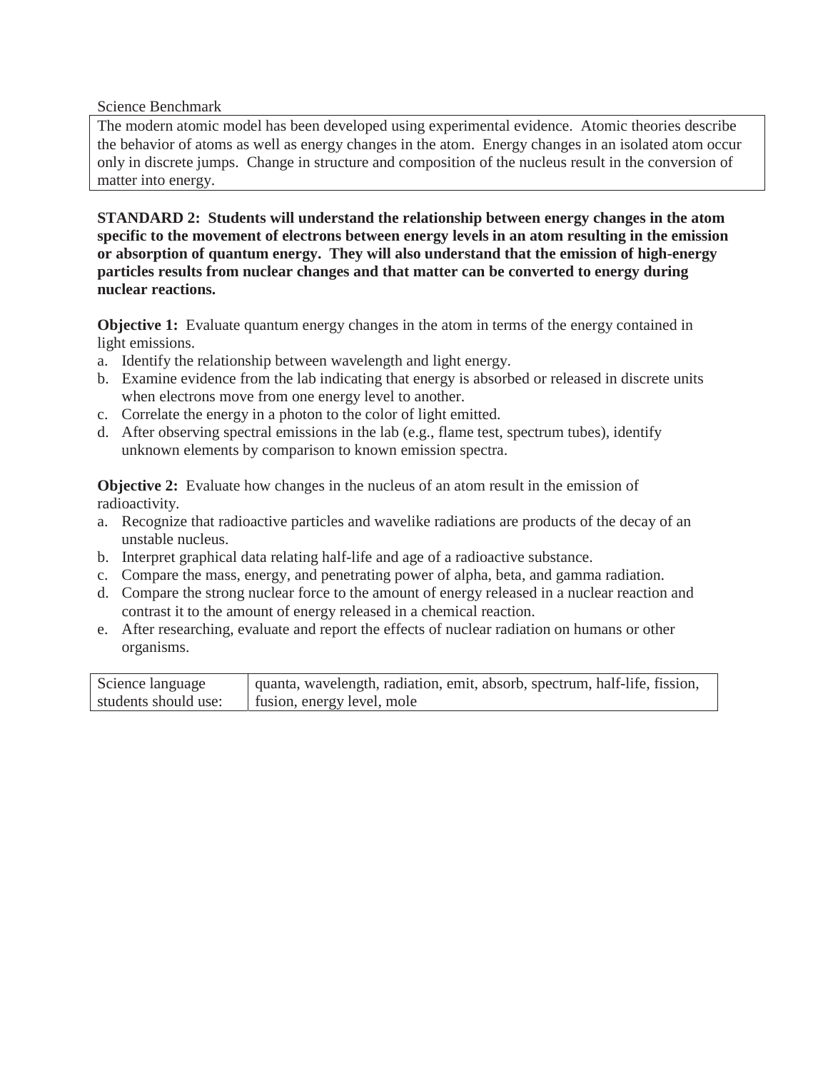Science Benchmark

| The modern atomic model has been developed using experimental evidence. Atomic theories describe the behavior of atoms as well as energy changes in the atom. Energy changes in an isolated atom occur only in discrete jumps. Change in structure and composition of the nucleus result in the conversion of matter into energy. |
|---|

**STANDARD 2: Students will understand the relationship between energy changes in the atom specific to the movement of electrons between energy levels in an atom resulting in the emission or absorption of quantum energy. They will also understand that the emission of high-energy particles results from nuclear changes and that matter can be converted to energy during nuclear reactions.**

**Objective 1:** Evaluate quantum energy changes in the atom in terms of the energy contained in light emissions.

a. Identify the relationship between wavelength and light energy.
b. Examine evidence from the lab indicating that energy is absorbed or released in discrete units when electrons move from one energy level to another.
c. Correlate the energy in a photon to the color of light emitted.
d. After observing spectral emissions in the lab (e.g., flame test, spectrum tubes), identify unknown elements by comparison to known emission spectra.

**Objective 2:** Evaluate how changes in the nucleus of an atom result in the emission of radioactivity.

a. Recognize that radioactive particles and wavelike radiations are products of the decay of an unstable nucleus.
b. Interpret graphical data relating half-life and age of a radioactive substance.
c. Compare the mass, energy, and penetrating power of alpha, beta, and gamma radiation.
d. Compare the strong nuclear force to the amount of energy released in a nuclear reaction and contrast it to the amount of energy released in a chemical reaction.
e. After researching, evaluate and report the effects of nuclear radiation on humans or other organisms.

| Science language students should use: | quanta, wavelength, radiation, emit, absorb, spectrum, half-life, fission, fusion, energy level, mole |
|---|---|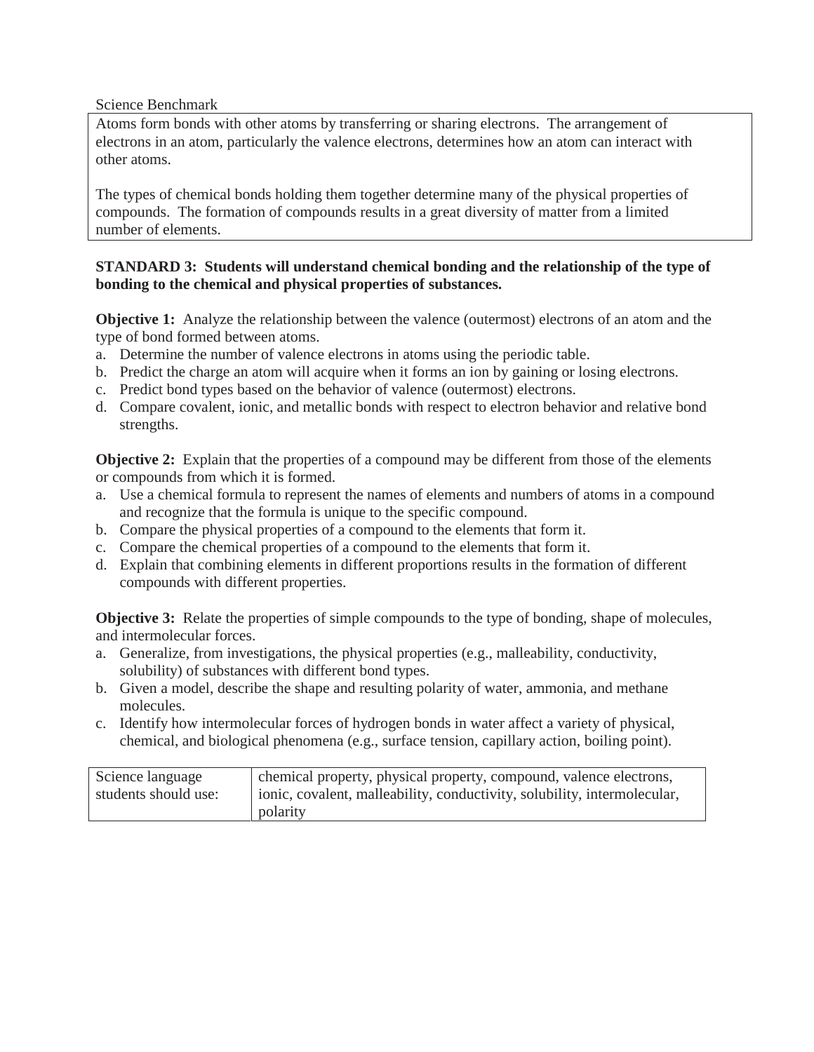Science Benchmark

Atoms form bonds with other atoms by transferring or sharing electrons. The arrangement of electrons in an atom, particularly the valence electrons, determines how an atom can interact with other atoms.

The types of chemical bonds holding them together determine many of the physical properties of compounds. The formation of compounds results in a great diversity of matter from a limited number of elements.

**STANDARD 3: Students will understand chemical bonding and the relationship of the type of bonding to the chemical and physical properties of substances.**

**Objective 1:** Analyze the relationship between the valence (outermost) electrons of an atom and the type of bond formed between atoms.

a. Determine the number of valence electrons in atoms using the periodic table.
b. Predict the charge an atom will acquire when it forms an ion by gaining or losing electrons.
c. Predict bond types based on the behavior of valence (outermost) electrons.
d. Compare covalent, ionic, and metallic bonds with respect to electron behavior and relative bond strengths.

**Objective 2:** Explain that the properties of a compound may be different from those of the elements or compounds from which it is formed.

a. Use a chemical formula to represent the names of elements and numbers of atoms in a compound and recognize that the formula is unique to the specific compound.
b. Compare the physical properties of a compound to the elements that form it.
c. Compare the chemical properties of a compound to the elements that form it.
d. Explain that combining elements in different proportions results in the formation of different compounds with different properties.

**Objective 3:** Relate the properties of simple compounds to the type of bonding, shape of molecules, and intermolecular forces.

a. Generalize, from investigations, the physical properties (e.g., malleability, conductivity, solubility) of substances with different bond types.
b. Given a model, describe the shape and resulting polarity of water, ammonia, and methane molecules.
c. Identify how intermolecular forces of hydrogen bonds in water affect a variety of physical, chemical, and biological phenomena (e.g., surface tension, capillary action, boiling point).

| Science language students should use: | chemical property, physical property, compound, valence electrons, ionic, covalent, malleability, conductivity, solubility, intermolecular, polarity |
|---|---|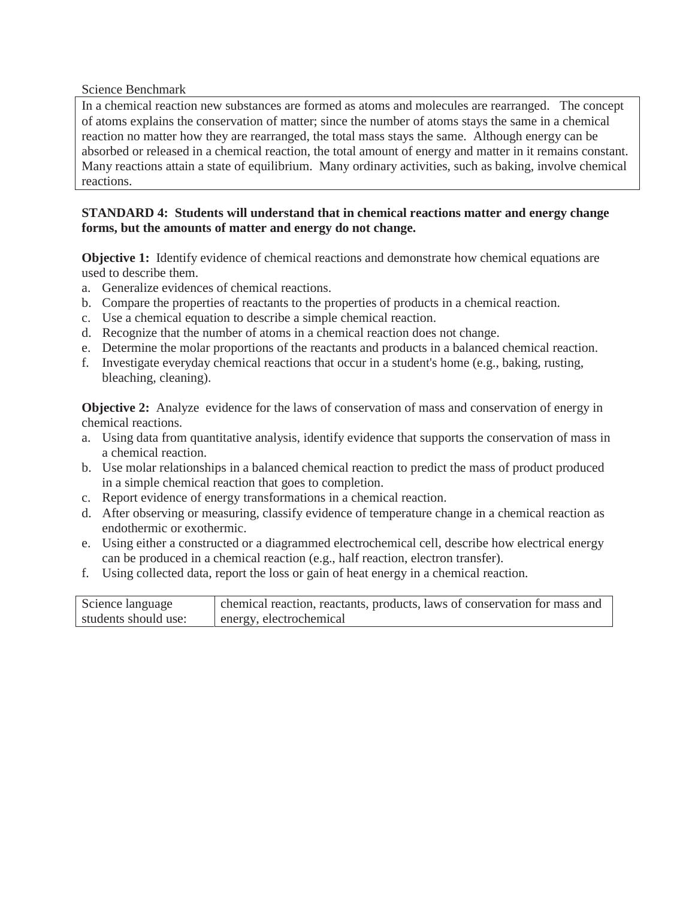Science Benchmark

| In a chemical reaction new substances are formed as atoms and molecules are rearranged. The concept of atoms explains the conservation of matter; since the number of atoms stays the same in a chemical reaction no matter how they are rearranged, the total mass stays the same. Although energy can be absorbed or released in a chemical reaction, the total amount of energy and matter in it remains constant. Many reactions attain a state of equilibrium. Many ordinary activities, such as baking, involve chemical reactions. |
|---|

**STANDARD 4: Students will understand that in chemical reactions matter and energy change forms, but the amounts of matter and energy do not change.**

**Objective 1:** Identify evidence of chemical reactions and demonstrate how chemical equations are used to describe them.

a. Generalize evidences of chemical reactions.
b. Compare the properties of reactants to the properties of products in a chemical reaction.
c. Use a chemical equation to describe a simple chemical reaction.
d. Recognize that the number of atoms in a chemical reaction does not change.
e. Determine the molar proportions of the reactants and products in a balanced chemical reaction.
f. Investigate everyday chemical reactions that occur in a student's home (e.g., baking, rusting, bleaching, cleaning).

**Objective 2:** Analyze evidence for the laws of conservation of mass and conservation of energy in chemical reactions.

a. Using data from quantitative analysis, identify evidence that supports the conservation of mass in a chemical reaction.
b. Use molar relationships in a balanced chemical reaction to predict the mass of product produced in a simple chemical reaction that goes to completion.
c. Report evidence of energy transformations in a chemical reaction.
d. After observing or measuring, classify evidence of temperature change in a chemical reaction as endothermic or exothermic.
e. Using either a constructed or a diagrammed electrochemical cell, describe how electrical energy can be produced in a chemical reaction (e.g., half reaction, electron transfer).
f. Using collected data, report the loss or gain of heat energy in a chemical reaction.

| Science language students should use: | chemical reaction, reactants, products, laws of conservation for mass and energy, electrochemical |
|---|---|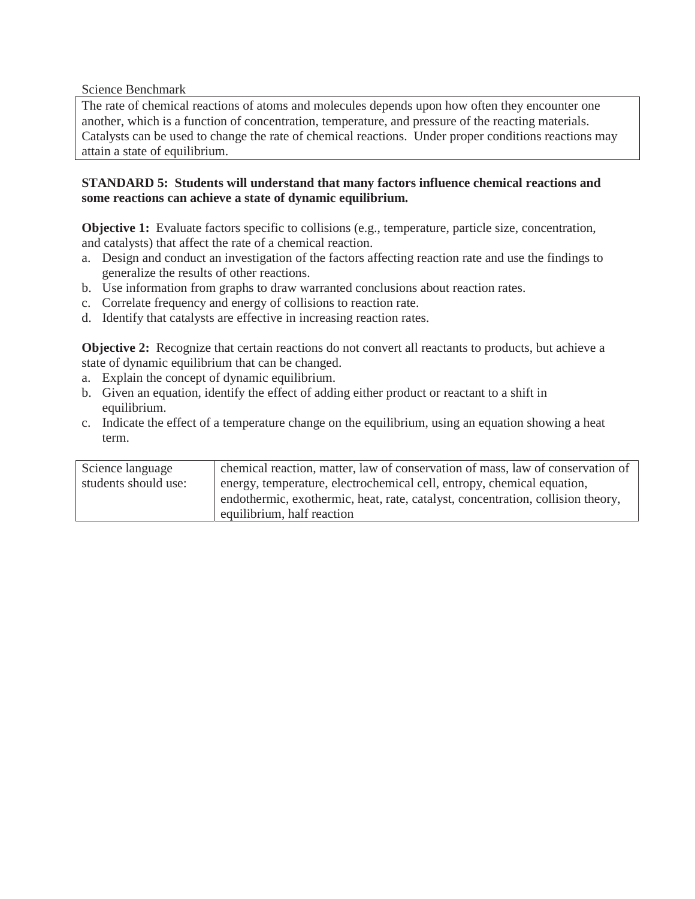Science Benchmark

| The rate of chemical reactions of atoms and molecules depends upon how often they encounter one another, which is a function of concentration, temperature, and pressure of the reacting materials. Catalysts can be used to change the rate of chemical reactions. Under proper conditions reactions may attain a state of equilibrium. |
|---|

**STANDARD 5: Students will understand that many factors influence chemical reactions and some reactions can achieve a state of dynamic equilibrium.**

**Objective 1:** Evaluate factors specific to collisions (e.g., temperature, particle size, concentration, and catalysts) that affect the rate of a chemical reaction.

a. Design and conduct an investigation of the factors affecting reaction rate and use the findings to generalize the results of other reactions.
b. Use information from graphs to draw warranted conclusions about reaction rates.
c. Correlate frequency and energy of collisions to reaction rate.
d. Identify that catalysts are effective in increasing reaction rates.

**Objective 2:** Recognize that certain reactions do not convert all reactants to products, but achieve a state of dynamic equilibrium that can be changed.

a. Explain the concept of dynamic equilibrium.
b. Given an equation, identify the effect of adding either product or reactant to a shift in equilibrium.
c. Indicate the effect of a temperature change on the equilibrium, using an equation showing a heat term.

| Science language students should use: | chemical reaction, matter, law of conservation of mass, law of conservation of energy, temperature, electrochemical cell, entropy, chemical equation, endothermic, exothermic, heat, rate, catalyst, concentration, collision theory, equilibrium, half reaction |
|---|---|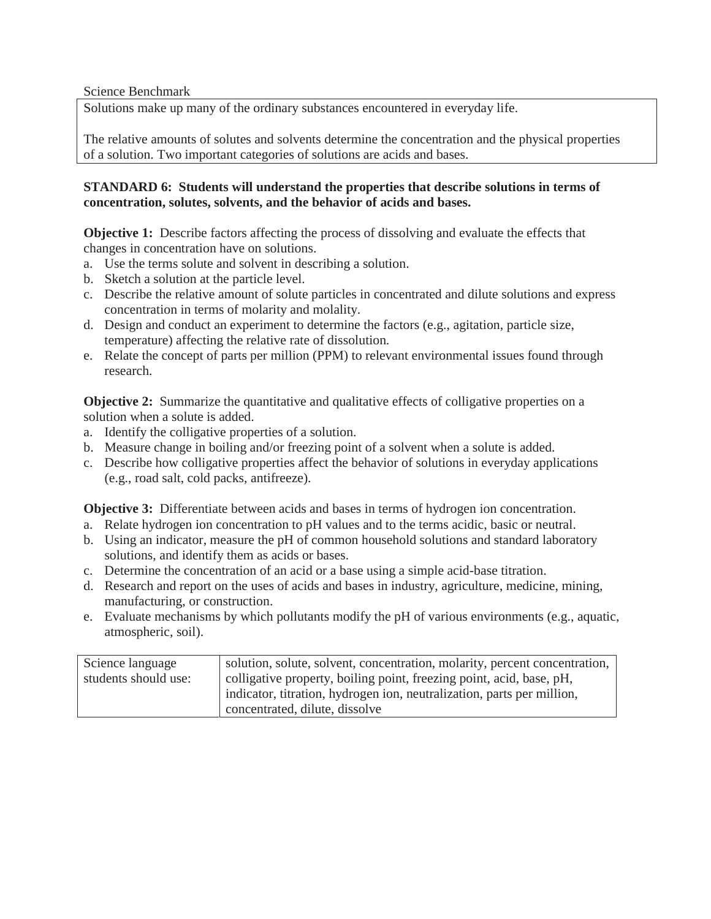Science Benchmark

| Solutions make up many of the ordinary substances encountered in everyday life.<br><br>The relative amounts of solutes and solvents determine the concentration and the physical properties of a solution. Two important categories of solutions are acids and bases. |
|---|

**STANDARD 6: Students will understand the properties that describe solutions in terms of concentration, solutes, solvents, and the behavior of acids and bases.**

**Objective 1:** Describe factors affecting the process of dissolving and evaluate the effects that changes in concentration have on solutions.

a. Use the terms solute and solvent in describing a solution.
b. Sketch a solution at the particle level.
c. Describe the relative amount of solute particles in concentrated and dilute solutions and express concentration in terms of molarity and molality.
d. Design and conduct an experiment to determine the factors (e.g., agitation, particle size, temperature) affecting the relative rate of dissolution.
e. Relate the concept of parts per million (PPM) to relevant environmental issues found through research.

**Objective 2:** Summarize the quantitative and qualitative effects of colligative properties on a solution when a solute is added.

a. Identify the colligative properties of a solution.
b. Measure change in boiling and/or freezing point of a solvent when a solute is added.
c. Describe how colligative properties affect the behavior of solutions in everyday applications (e.g., road salt, cold packs, antifreeze).

**Objective 3:** Differentiate between acids and bases in terms of hydrogen ion concentration.

a. Relate hydrogen ion concentration to pH values and to the terms acidic, basic or neutral.
b. Using an indicator, measure the pH of common household solutions and standard laboratory solutions, and identify them as acids or bases.
c. Determine the concentration of an acid or a base using a simple acid-base titration.
d. Research and report on the uses of acids and bases in industry, agriculture, medicine, mining, manufacturing, or construction.
e. Evaluate mechanisms by which pollutants modify the pH of various environments (e.g., aquatic, atmospheric, soil).

| Science language students should use: | solution, solute, solvent, concentration, molarity, percent concentration, colligative property, boiling point, freezing point, acid, base, pH, indicator, titration, hydrogen ion, neutralization, parts per million, concentrated, dilute, dissolve |
|---|---|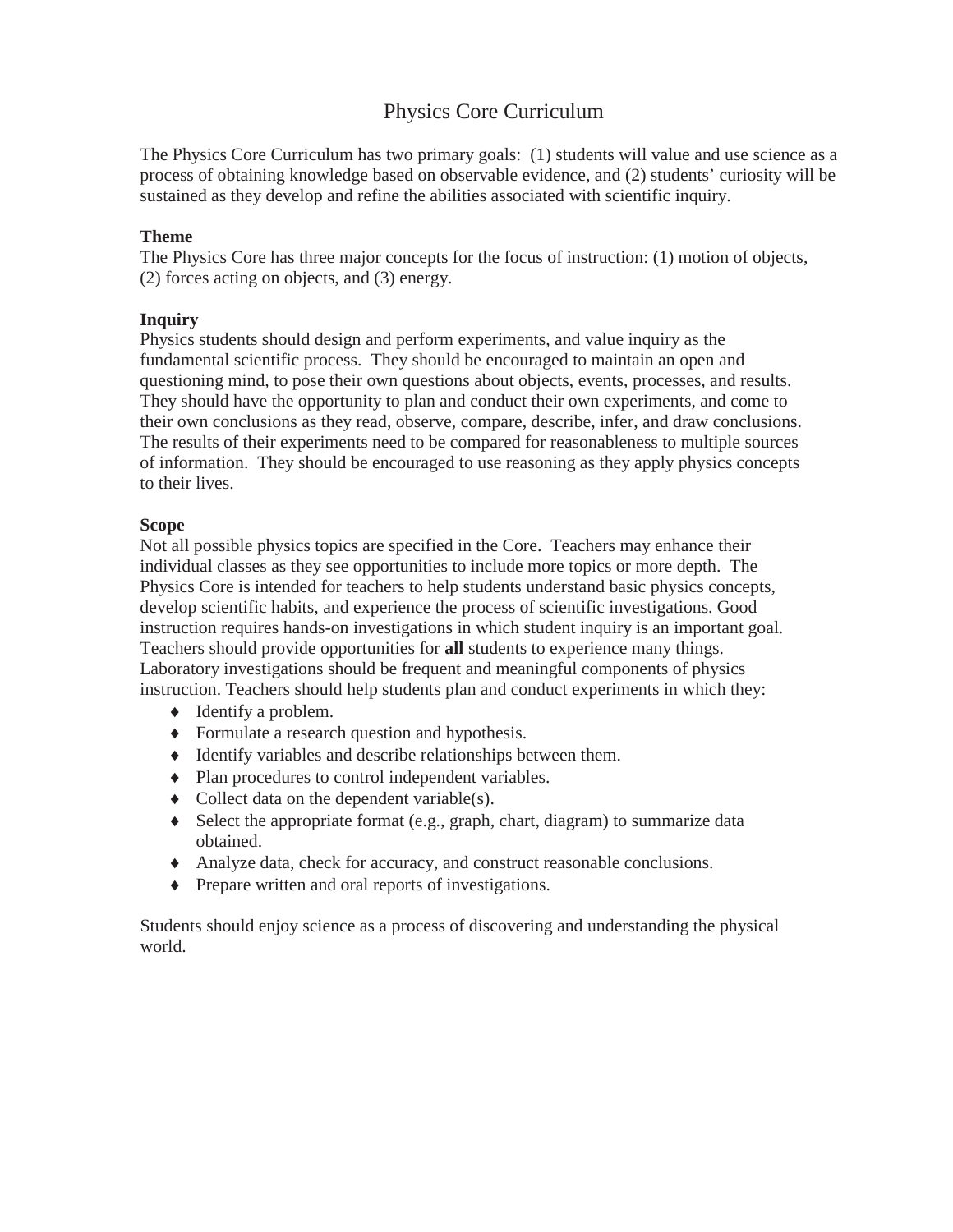# Physics Core Curriculum

The Physics Core Curriculum has two primary goals: (1) students will value and use science as a process of obtaining knowledge based on observable evidence, and (2) students' curiosity will be sustained as they develop and refine the abilities associated with scientific inquiry.

**Theme**

The Physics Core has three major concepts for the focus of instruction: (1) motion of objects, (2) forces acting on objects, and (3) energy.

**Inquiry**

Physics students should design and perform experiments, and value inquiry as the fundamental scientific process. They should be encouraged to maintain an open and questioning mind, to pose their own questions about objects, events, processes, and results. They should have the opportunity to plan and conduct their own experiments, and come to their own conclusions as they read, observe, compare, describe, infer, and draw conclusions. The results of their experiments need to be compared for reasonableness to multiple sources of information. They should be encouraged to use reasoning as they apply physics concepts to their lives.

**Scope**

Not all possible physics topics are specified in the Core. Teachers may enhance their individual classes as they see opportunities to include more topics or more depth. The Physics Core is intended for teachers to help students understand basic physics concepts, develop scientific habits, and experience the process of scientific investigations. Good instruction requires hands-on investigations in which student inquiry is an important goal. Teachers should provide opportunities for **all** students to experience many things. Laboratory investigations should be frequent and meaningful components of physics instruction. Teachers should help students plan and conduct experiments in which they:

- Identify a problem.
- Formulate a research question and hypothesis.
- Identify variables and describe relationships between them.
- Plan procedures to control independent variables.
- Collect data on the dependent variable(s).
- Select the appropriate format (e.g., graph, chart, diagram) to summarize data obtained.
- Analyze data, check for accuracy, and construct reasonable conclusions.
- Prepare written and oral reports of investigations.

Students should enjoy science as a process of discovering and understanding the physical world.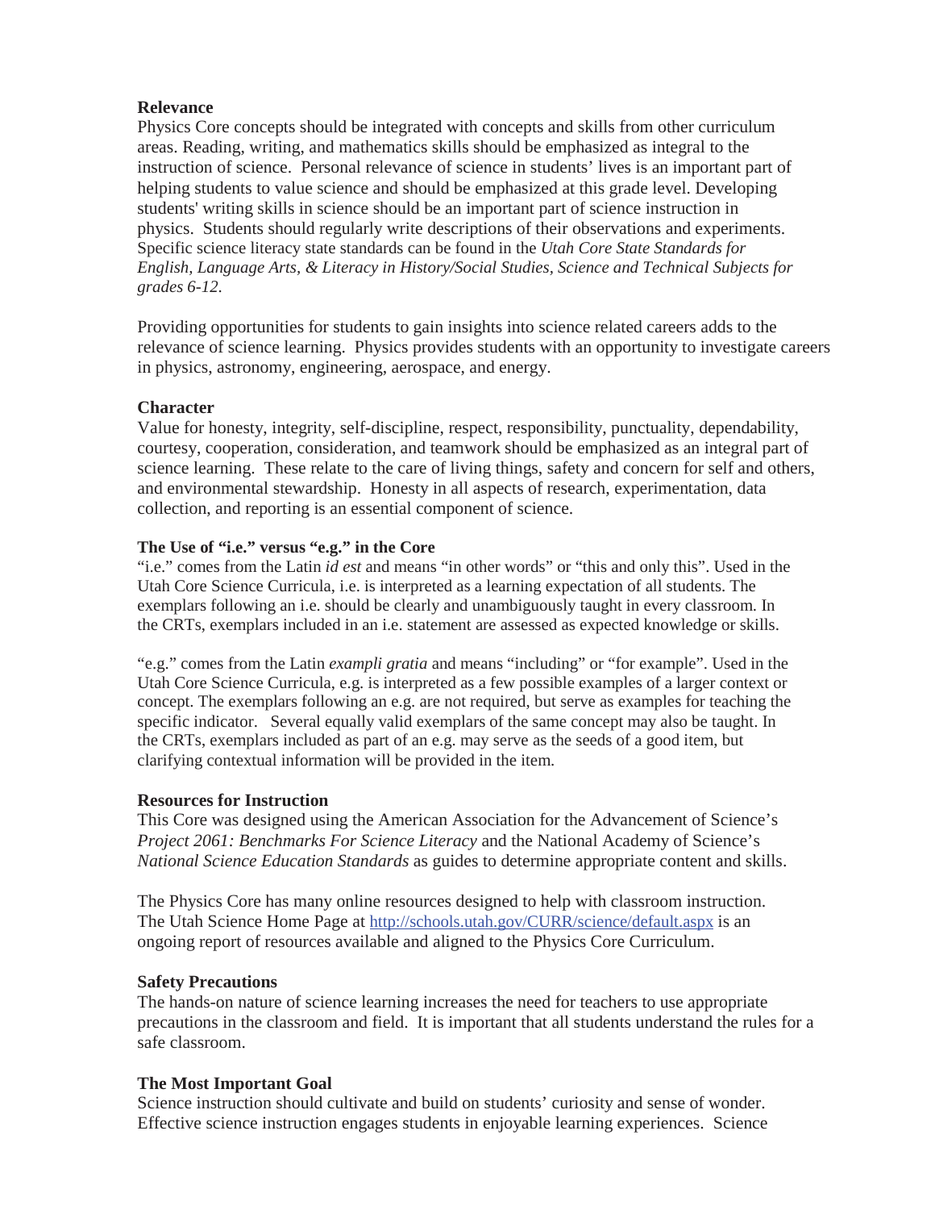**Relevance**

Physics Core concepts should be integrated with concepts and skills from other curriculum areas. Reading, writing, and mathematics skills should be emphasized as integral to the instruction of science. Personal relevance of science in students' lives is an important part of helping students to value science and should be emphasized at this grade level. Developing students' writing skills in science should be an important part of science instruction in physics. Students should regularly write descriptions of their observations and experiments. Specific science literacy state standards can be found in the *Utah Core State Standards for English, Language Arts, & Literacy in History/Social Studies, Science and Technical Subjects for grades 6-12*.

Providing opportunities for students to gain insights into science related careers adds to the relevance of science learning. Physics provides students with an opportunity to investigate careers in physics, astronomy, engineering, aerospace, and energy.

**Character**

Value for honesty, integrity, self-discipline, respect, responsibility, punctuality, dependability, courtesy, cooperation, consideration, and teamwork should be emphasized as an integral part of science learning. These relate to the care of living things, safety and concern for self and others, and environmental stewardship. Honesty in all aspects of research, experimentation, data collection, and reporting is an essential component of science.

**The Use of "i.e." versus "e.g." in the Core**

"i.e." comes from the Latin *id est* and means "in other words" or "this and only this". Used in the Utah Core Science Curricula, i.e. is interpreted as a learning expectation of all students. The exemplars following an i.e. should be clearly and unambiguously taught in every classroom. In the CRTs, exemplars included in an i.e. statement are assessed as expected knowledge or skills.

"e.g." comes from the Latin *exampli gratia* and means "including" or "for example". Used in the Utah Core Science Curricula, e.g. is interpreted as a few possible examples of a larger context or concept. The exemplars following an e.g. are not required, but serve as examples for teaching the specific indicator. Several equally valid exemplars of the same concept may also be taught. In the CRTs, exemplars included as part of an e.g. may serve as the seeds of a good item, but clarifying contextual information will be provided in the item.

**Resources for Instruction**

This Core was designed using the American Association for the Advancement of Science's *Project 2061: Benchmarks For Science Literacy* and the National Academy of Science's *National Science Education Standards* as guides to determine appropriate content and skills.

The Physics Core has many online resources designed to help with classroom instruction. The Utah Science Home Page at http://schools.utah.gov/CURR/science/default.aspx is an ongoing report of resources available and aligned to the Physics Core Curriculum.

**Safety Precautions**

The hands-on nature of science learning increases the need for teachers to use appropriate precautions in the classroom and field. It is important that all students understand the rules for a safe classroom.

**The Most Important Goal**

Science instruction should cultivate and build on students' curiosity and sense of wonder. Effective science instruction engages students in enjoyable learning experiences. Science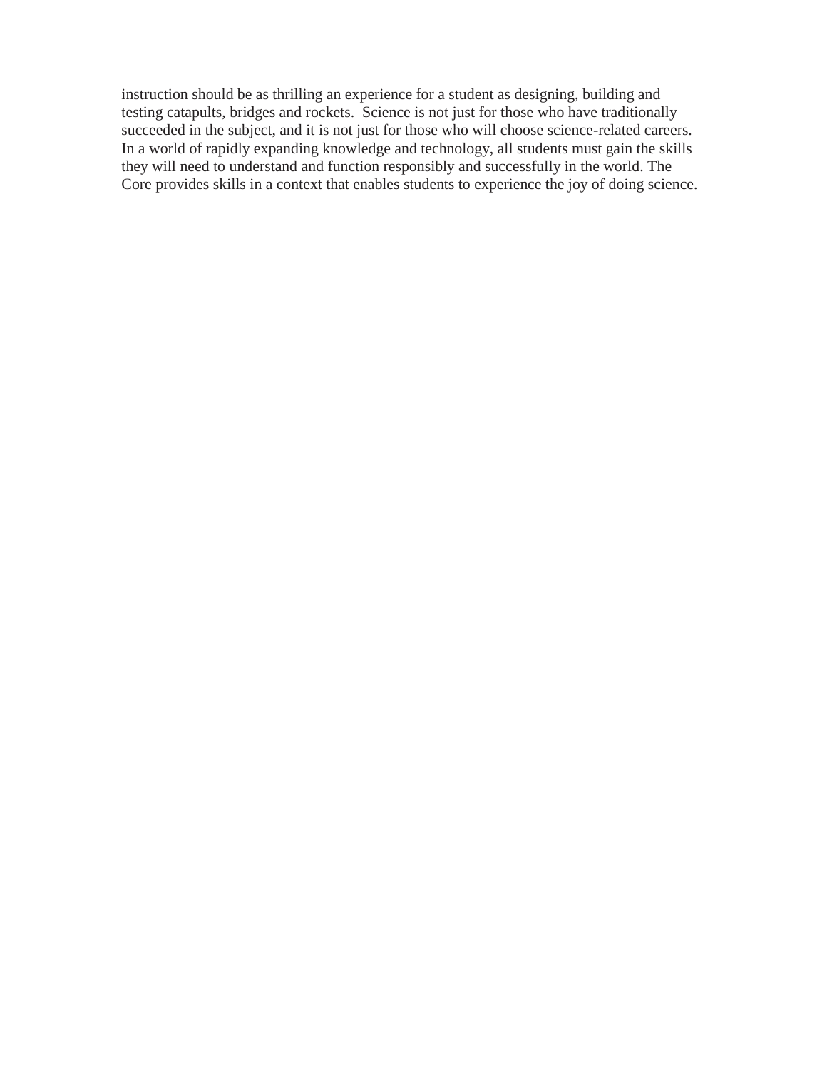instruction should be as thrilling an experience for a student as designing, building and testing catapults, bridges and rockets. Science is not just for those who have traditionally succeeded in the subject, and it is not just for those who will choose science-related careers. In a world of rapidly expanding knowledge and technology, all students must gain the skills they will need to understand and function responsibly and successfully in the world. The Core provides skills in a context that enables students to experience the joy of doing science.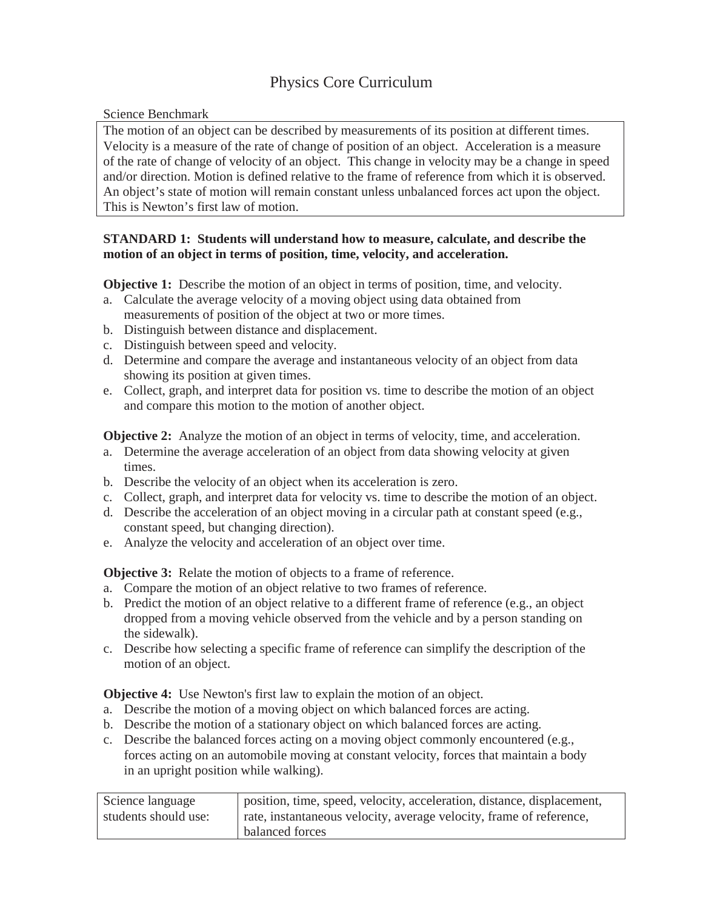# Physics Core Curriculum

Science Benchmark

| The motion of an object can be described by measurements of its position at different times. Velocity is a measure of the rate of change of position of an object. Acceleration is a measure of the rate of change of velocity of an object. This change in velocity may be a change in speed and/or direction. Motion is defined relative to the frame of reference from which it is observed. An object's state of motion will remain constant unless unbalanced forces act upon the object. This is Newton's first law of motion. |
|---|

**STANDARD 1: Students will understand how to measure, calculate, and describe the motion of an object in terms of position, time, velocity, and acceleration.**

**Objective 1:** Describe the motion of an object in terms of position, time, and velocity.

a. Calculate the average velocity of a moving object using data obtained from measurements of position of the object at two or more times.
b. Distinguish between distance and displacement.
c. Distinguish between speed and velocity.
d. Determine and compare the average and instantaneous velocity of an object from data showing its position at given times.
e. Collect, graph, and interpret data for position vs. time to describe the motion of an object and compare this motion to the motion of another object.

**Objective 2:** Analyze the motion of an object in terms of velocity, time, and acceleration.

a. Determine the average acceleration of an object from data showing velocity at given times.
b. Describe the velocity of an object when its acceleration is zero.
c. Collect, graph, and interpret data for velocity vs. time to describe the motion of an object.
d. Describe the acceleration of an object moving in a circular path at constant speed (e.g., constant speed, but changing direction).
e. Analyze the velocity and acceleration of an object over time.

**Objective 3:** Relate the motion of objects to a frame of reference.

a. Compare the motion of an object relative to two frames of reference.
b. Predict the motion of an object relative to a different frame of reference (e.g., an object dropped from a moving vehicle observed from the vehicle and by a person standing on the sidewalk).
c. Describe how selecting a specific frame of reference can simplify the description of the motion of an object.

**Objective 4:** Use Newton's first law to explain the motion of an object.

a. Describe the motion of a moving object on which balanced forces are acting.
b. Describe the motion of a stationary object on which balanced forces are acting.
c. Describe the balanced forces acting on a moving object commonly encountered (e.g., forces acting on an automobile moving at constant velocity, forces that maintain a body in an upright position while walking).

| Science language students should use: | position, time, speed, velocity, acceleration, distance, displacement, rate, instantaneous velocity, average velocity, frame of reference, balanced forces |
|---|---|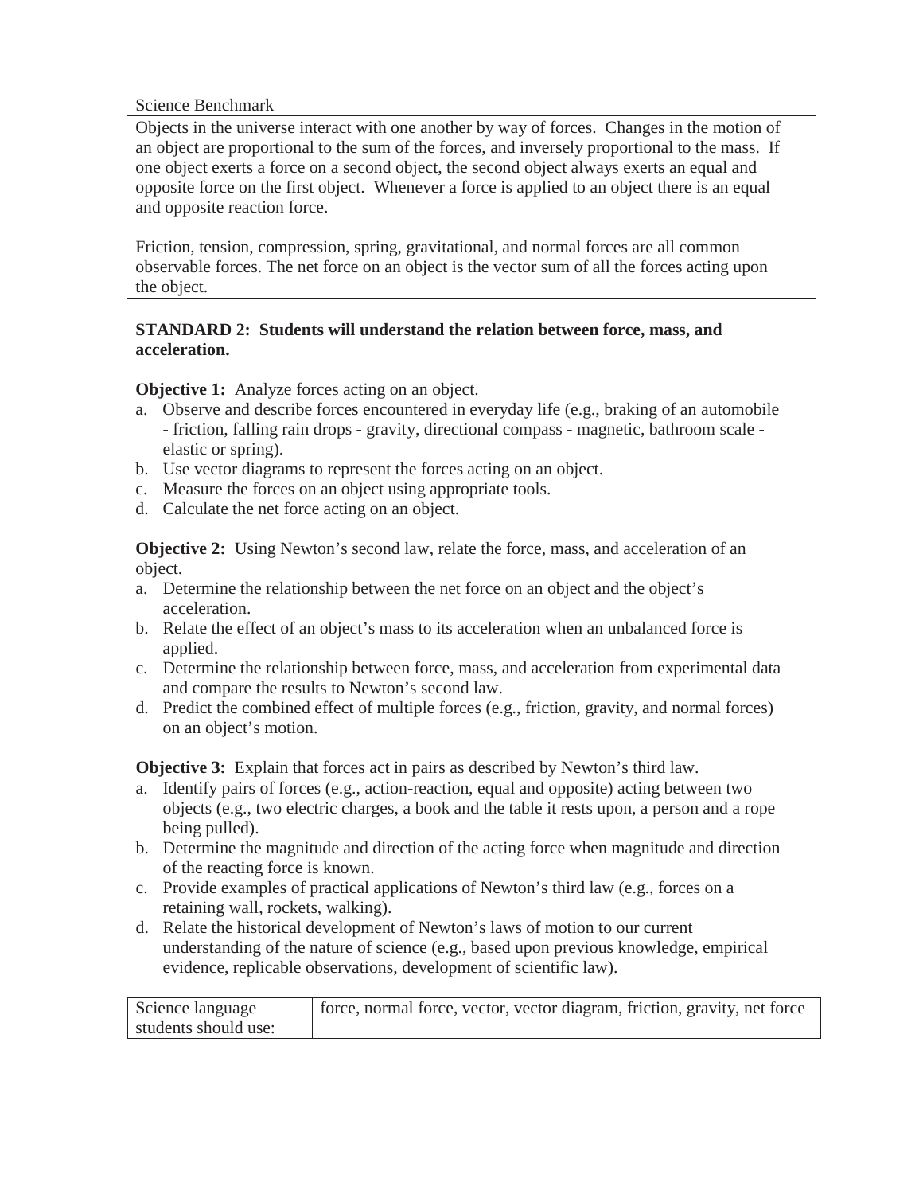Science Benchmark

| Objects in the universe interact with one another by way of forces. Changes in the motion of an object are proportional to the sum of the forces, and inversely proportional to the mass. If one object exerts a force on a second object, the second object always exerts an equal and opposite force on the first object. Whenever a force is applied to an object there is an equal and opposite reaction force.<br><br>Friction, tension, compression, spring, gravitational, and normal forces are all common observable forces. The net force on an object is the vector sum of all the forces acting upon the object. |
|---|

**STANDARD 2: Students will understand the relation between force, mass, and acceleration.**

**Objective 1:** Analyze forces acting on an object.

a. Observe and describe forces encountered in everyday life (e.g., braking of an automobile - friction, falling rain drops - gravity, directional compass - magnetic, bathroom scale - elastic or spring).
b. Use vector diagrams to represent the forces acting on an object.
c. Measure the forces on an object using appropriate tools.
d. Calculate the net force acting on an object.

**Objective 2:** Using Newton's second law, relate the force, mass, and acceleration of an object.

a. Determine the relationship between the net force on an object and the object's acceleration.
b. Relate the effect of an object's mass to its acceleration when an unbalanced force is applied.
c. Determine the relationship between force, mass, and acceleration from experimental data and compare the results to Newton's second law.
d. Predict the combined effect of multiple forces (e.g., friction, gravity, and normal forces) on an object's motion.

**Objective 3:** Explain that forces act in pairs as described by Newton's third law.

a. Identify pairs of forces (e.g., action-reaction, equal and opposite) acting between two objects (e.g., two electric charges, a book and the table it rests upon, a person and a rope being pulled).
b. Determine the magnitude and direction of the acting force when magnitude and direction of the reacting force is known.
c. Provide examples of practical applications of Newton's third law (e.g., forces on a retaining wall, rockets, walking).
d. Relate the historical development of Newton's laws of motion to our current understanding of the nature of science (e.g., based upon previous knowledge, empirical evidence, replicable observations, development of scientific law).

| Science language students should use: | force, normal force, vector, vector diagram, friction, gravity, net force |
|---|---|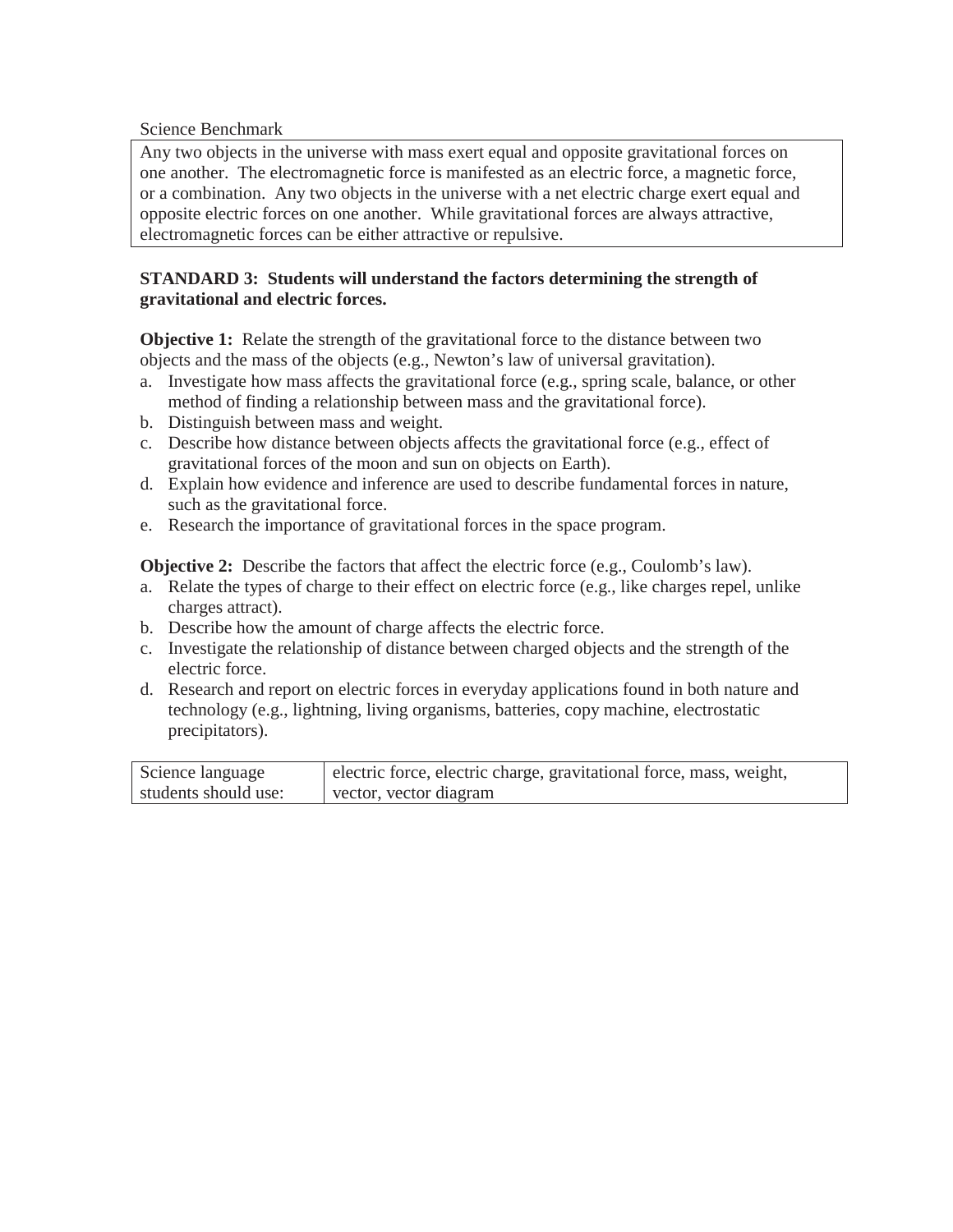Science Benchmark

| Any two objects in the universe with mass exert equal and opposite gravitational forces on one another. The electromagnetic force is manifested as an electric force, a magnetic force, or a combination. Any two objects in the universe with a net electric charge exert equal and opposite electric forces on one another. While gravitational forces are always attractive, electromagnetic forces can be either attractive or repulsive. |
|---|

**STANDARD 3: Students will understand the factors determining the strength of gravitational and electric forces.**

**Objective 1:** Relate the strength of the gravitational force to the distance between two objects and the mass of the objects (e.g., Newton's law of universal gravitation).

a. Investigate how mass affects the gravitational force (e.g., spring scale, balance, or other method of finding a relationship between mass and the gravitational force).
b. Distinguish between mass and weight.
c. Describe how distance between objects affects the gravitational force (e.g., effect of gravitational forces of the moon and sun on objects on Earth).
d. Explain how evidence and inference are used to describe fundamental forces in nature, such as the gravitational force.
e. Research the importance of gravitational forces in the space program.

**Objective 2:** Describe the factors that affect the electric force (e.g., Coulomb's law).

a. Relate the types of charge to their effect on electric force (e.g., like charges repel, unlike charges attract).
b. Describe how the amount of charge affects the electric force.
c. Investigate the relationship of distance between charged objects and the strength of the electric force.
d. Research and report on electric forces in everyday applications found in both nature and technology (e.g., lightning, living organisms, batteries, copy machine, electrostatic precipitators).

| Science language students should use: | electric force, electric charge, gravitational force, mass, weight, vector, vector diagram |
|---|---|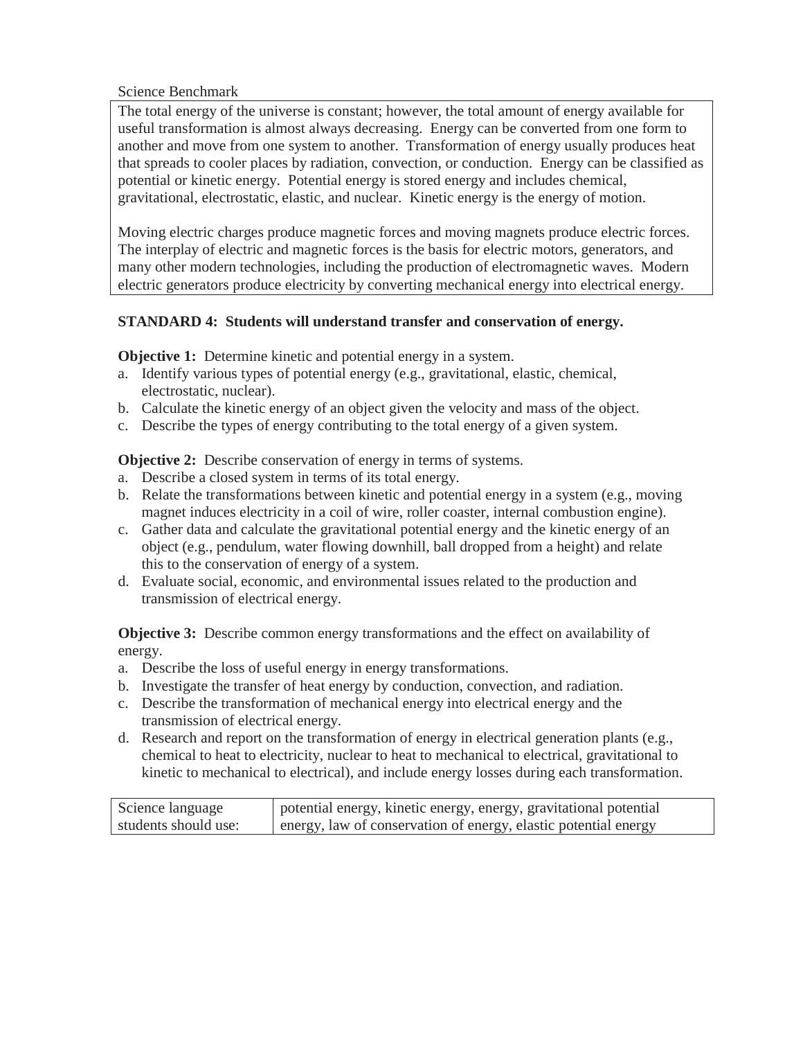Science Benchmark

| The total energy of the universe is constant; however, the total amount of energy available for useful transformation is almost always decreasing. Energy can be converted from one form to another and move from one system to another. Transformation of energy usually produces heat that spreads to cooler places by radiation, convection, or conduction. Energy can be classified as potential or kinetic energy. Potential energy is stored energy and includes chemical, gravitational, electrostatic, elastic, and nuclear. Kinetic energy is the energy of motion.<br><br>Moving electric charges produce magnetic forces and moving magnets produce electric forces. The interplay of electric and magnetic forces is the basis for electric motors, generators, and many other modern technologies, including the production of electromagnetic waves. Modern electric generators produce electricity by converting mechanical energy into electrical energy. |
|---|

**STANDARD 4: Students will understand transfer and conservation of energy.**

**Objective 1:** Determine kinetic and potential energy in a system.

a. Identify various types of potential energy (e.g., gravitational, elastic, chemical, electrostatic, nuclear).
b. Calculate the kinetic energy of an object given the velocity and mass of the object.
c. Describe the types of energy contributing to the total energy of a given system.

**Objective 2:** Describe conservation of energy in terms of systems.

a. Describe a closed system in terms of its total energy.
b. Relate the transformations between kinetic and potential energy in a system (e.g., moving magnet induces electricity in a coil of wire, roller coaster, internal combustion engine).
c. Gather data and calculate the gravitational potential energy and the kinetic energy of an object (e.g., pendulum, water flowing downhill, ball dropped from a height) and relate this to the conservation of energy of a system.
d. Evaluate social, economic, and environmental issues related to the production and transmission of electrical energy.

**Objective 3:** Describe common energy transformations and the effect on availability of energy.

a. Describe the loss of useful energy in energy transformations.
b. Investigate the transfer of heat energy by conduction, convection, and radiation.
c. Describe the transformation of mechanical energy into electrical energy and the transmission of electrical energy.
d. Research and report on the transformation of energy in electrical generation plants (e.g., chemical to heat to electricity, nuclear to heat to mechanical to electrical, gravitational to kinetic to mechanical to electrical), and include energy losses during each transformation.

| Science language students should use: | potential energy, kinetic energy, energy, gravitational potential energy, law of conservation of energy, elastic potential energy |
|---|---|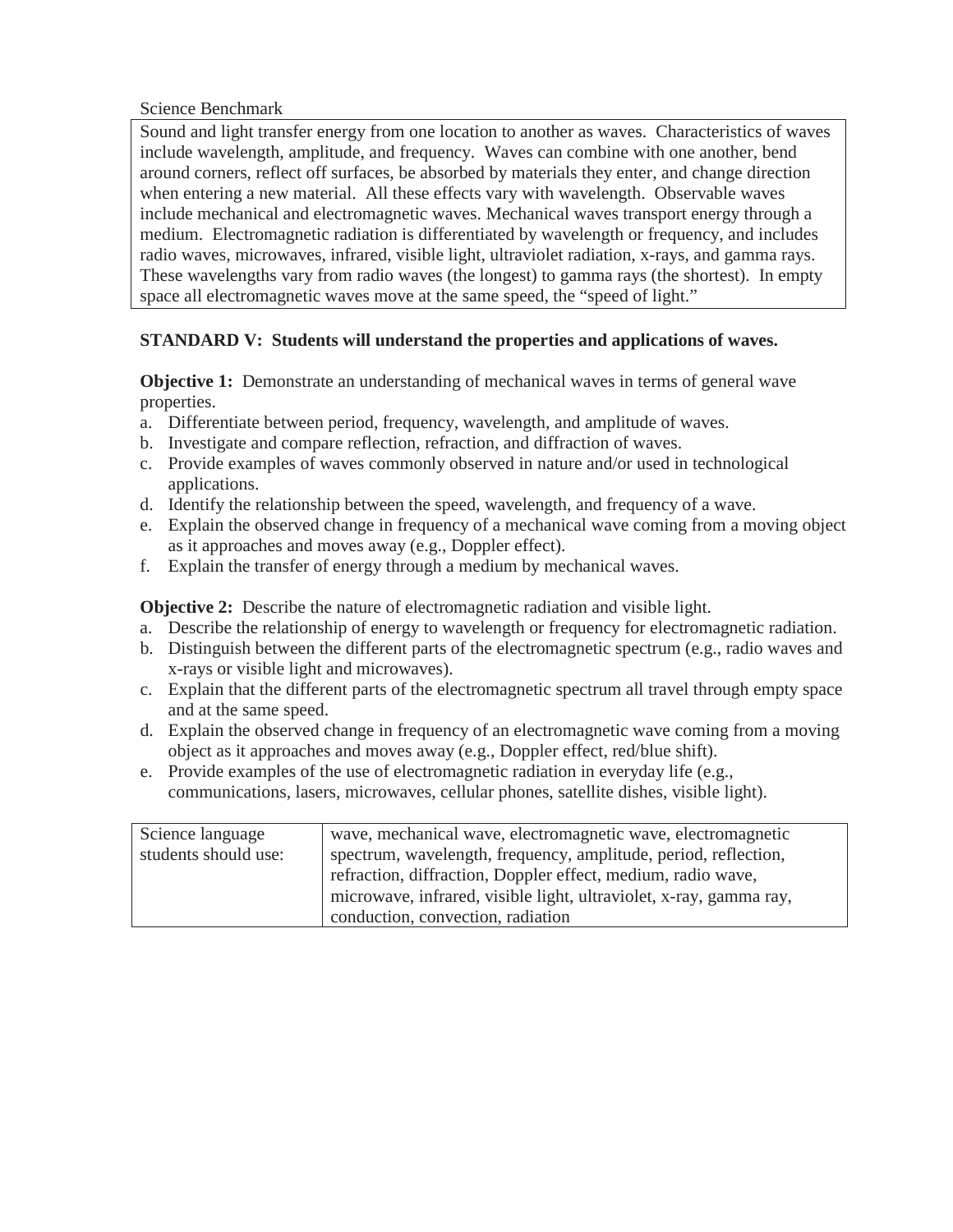Science Benchmark

| |
|---|
| Sound and light transfer energy from one location to another as waves. Characteristics of waves include wavelength, amplitude, and frequency. Waves can combine with one another, bend around corners, reflect off surfaces, be absorbed by materials they enter, and change direction when entering a new material. All these effects vary with wavelength. Observable waves include mechanical and electromagnetic waves. Mechanical waves transport energy through a medium. Electromagnetic radiation is differentiated by wavelength or frequency, and includes radio waves, microwaves, infrared, visible light, ultraviolet radiation, x-rays, and gamma rays. These wavelengths vary from radio waves (the longest) to gamma rays (the shortest). In empty space all electromagnetic waves move at the same speed, the "speed of light." |

**STANDARD V: Students will understand the properties and applications of waves.**

**Objective 1:** Demonstrate an understanding of mechanical waves in terms of general wave properties.

a. Differentiate between period, frequency, wavelength, and amplitude of waves.
b. Investigate and compare reflection, refraction, and diffraction of waves.
c. Provide examples of waves commonly observed in nature and/or used in technological applications.
d. Identify the relationship between the speed, wavelength, and frequency of a wave.
e. Explain the observed change in frequency of a mechanical wave coming from a moving object as it approaches and moves away (e.g., Doppler effect).
f. Explain the transfer of energy through a medium by mechanical waves.

**Objective 2:** Describe the nature of electromagnetic radiation and visible light.

a. Describe the relationship of energy to wavelength or frequency for electromagnetic radiation.
b. Distinguish between the different parts of the electromagnetic spectrum (e.g., radio waves and x-rays or visible light and microwaves).
c. Explain that the different parts of the electromagnetic spectrum all travel through empty space and at the same speed.
d. Explain the observed change in frequency of an electromagnetic wave coming from a moving object as it approaches and moves away (e.g., Doppler effect, red/blue shift).
e. Provide examples of the use of electromagnetic radiation in everyday life (e.g., communications, lasers, microwaves, cellular phones, satellite dishes, visible light).

| | |
|---|---|
| Science language students should use: | wave, mechanical wave, electromagnetic wave, electromagnetic spectrum, wavelength, frequency, amplitude, period, reflection, refraction, diffraction, Doppler effect, medium, radio wave, microwave, infrared, visible light, ultraviolet, x-ray, gamma ray, conduction, convection, radiation |